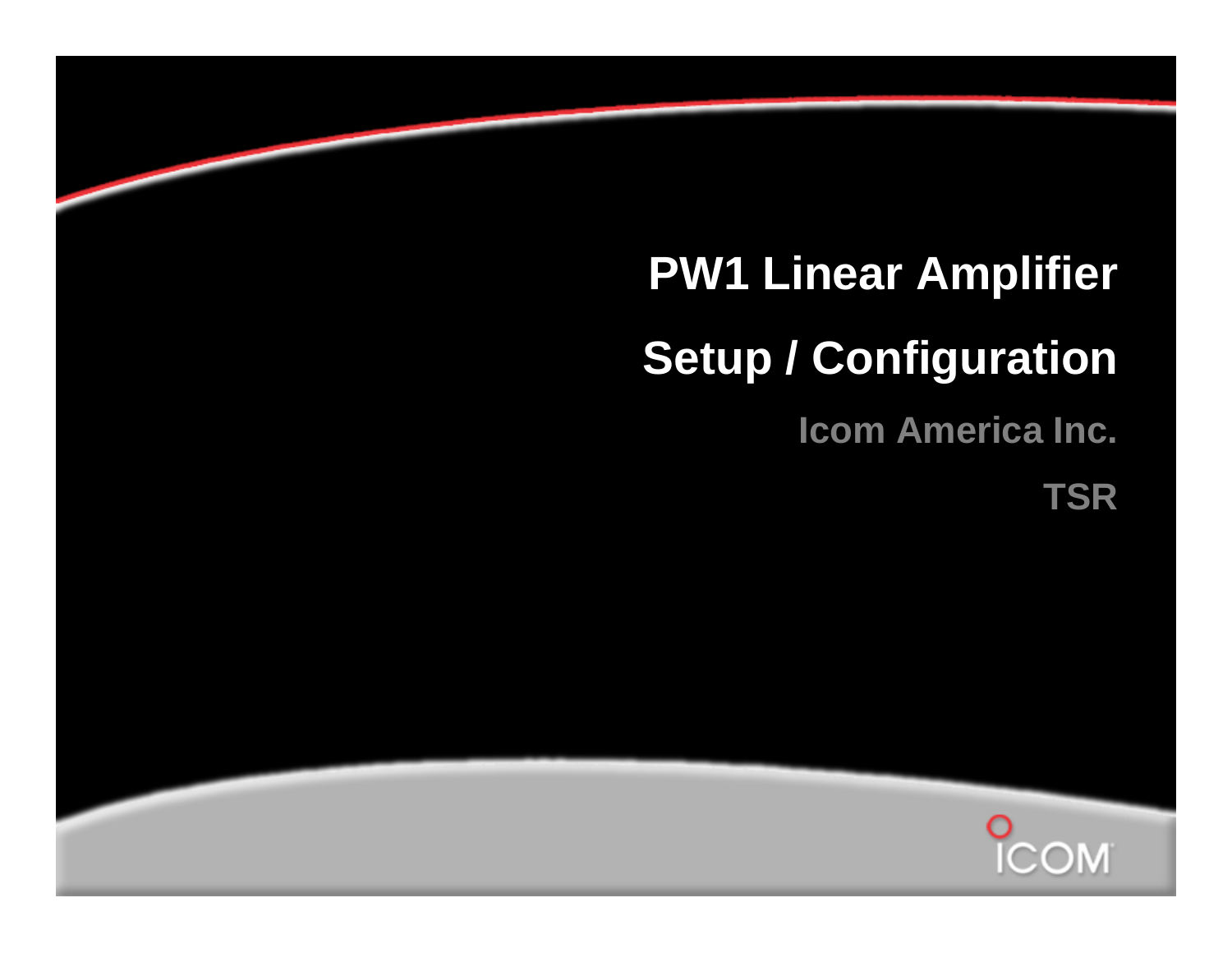# PW1 Linear Amplifier

# Setup / Configuration

**Icom America Inc.**

**TSR**

ICOM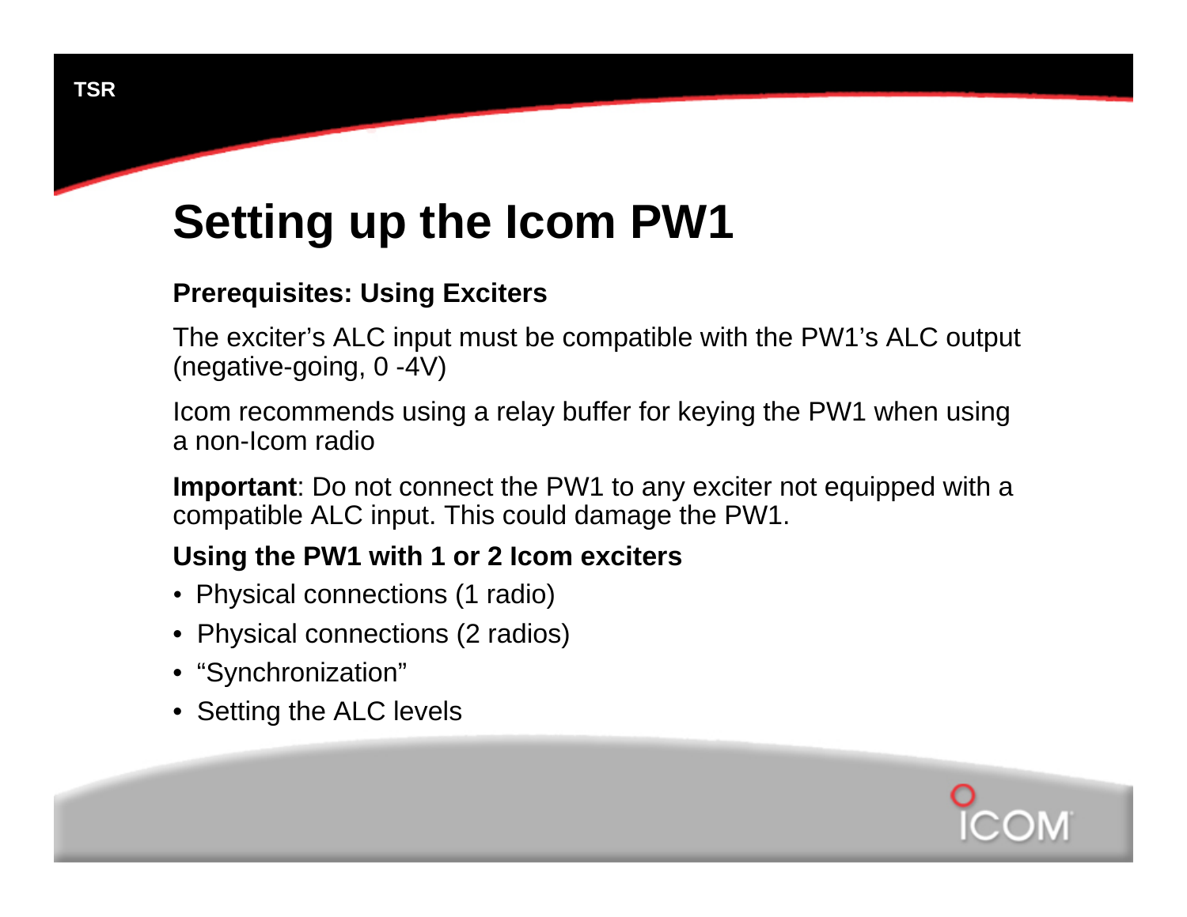# Setting up the Icom PW1

**Prerequisites: Using Exciters**

The exciter's ALC input must be compatible with the PW1's ALC output (negative-going, 0 -4V)

Icom recommends using a relay buffer for keying the PW1 when using a non-Icom radio

**Important**: Do not connect the PW1 to any exciter not equipped with a compatible ALC input. This could damage the PW1.

**Using the PW1 with 1 or 2 Icom exciters**

- Physical connections (1 radio)
- Physical connections (2 radios)
- "Synchronization"
- Setting the ALC levels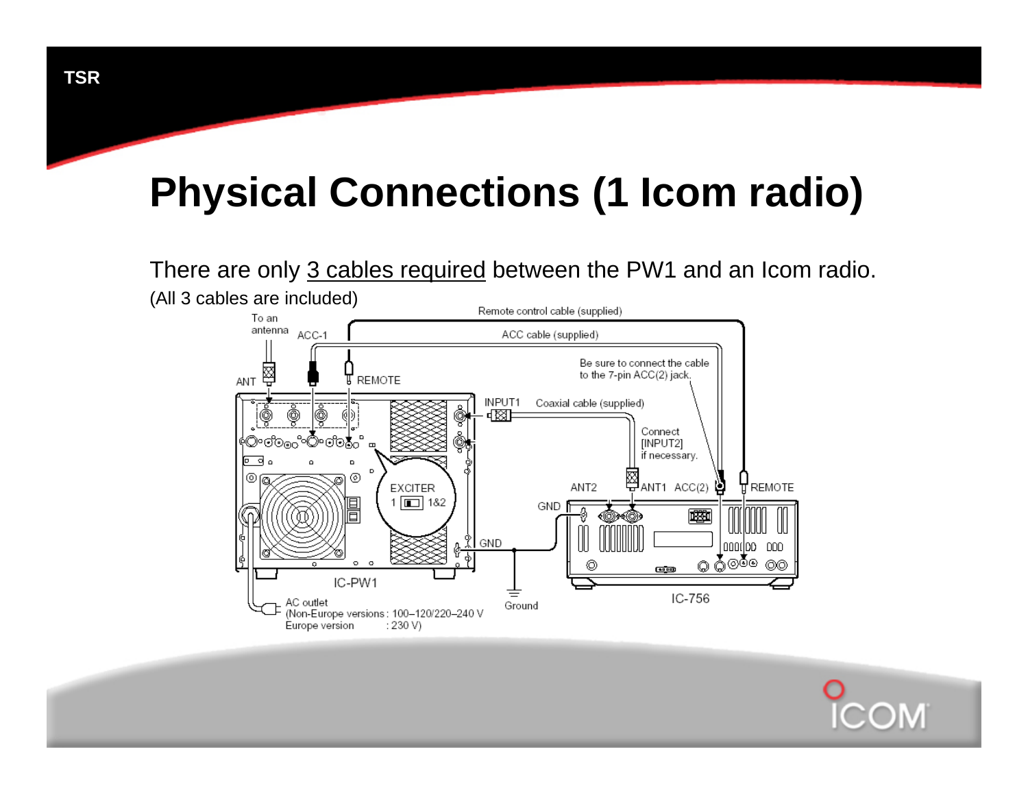# Physical Connections (1 Icom radio)

There are only 3 cables required between the PW1 and an Icom radio.

(All 3 cables are included)

Remote control cable (supplied)

To an antenna

ACC-1

ACC cable (supplied)

Be sure to connect the cable to the 7-pin ACC(2) jack.

ANT

REMOTE

INPUT1

Coaxial cable (supplied)

Connect [INPUT2] if necessary.

EXCITER

1 1&2

ANT2

ANT1

ACC(2)

REMOTE

GND

GND

IC-PW1

AC outlet
(Non-Europe versions : 100–120/220–240 V
Europe version : 230 V)

Ground

IC-756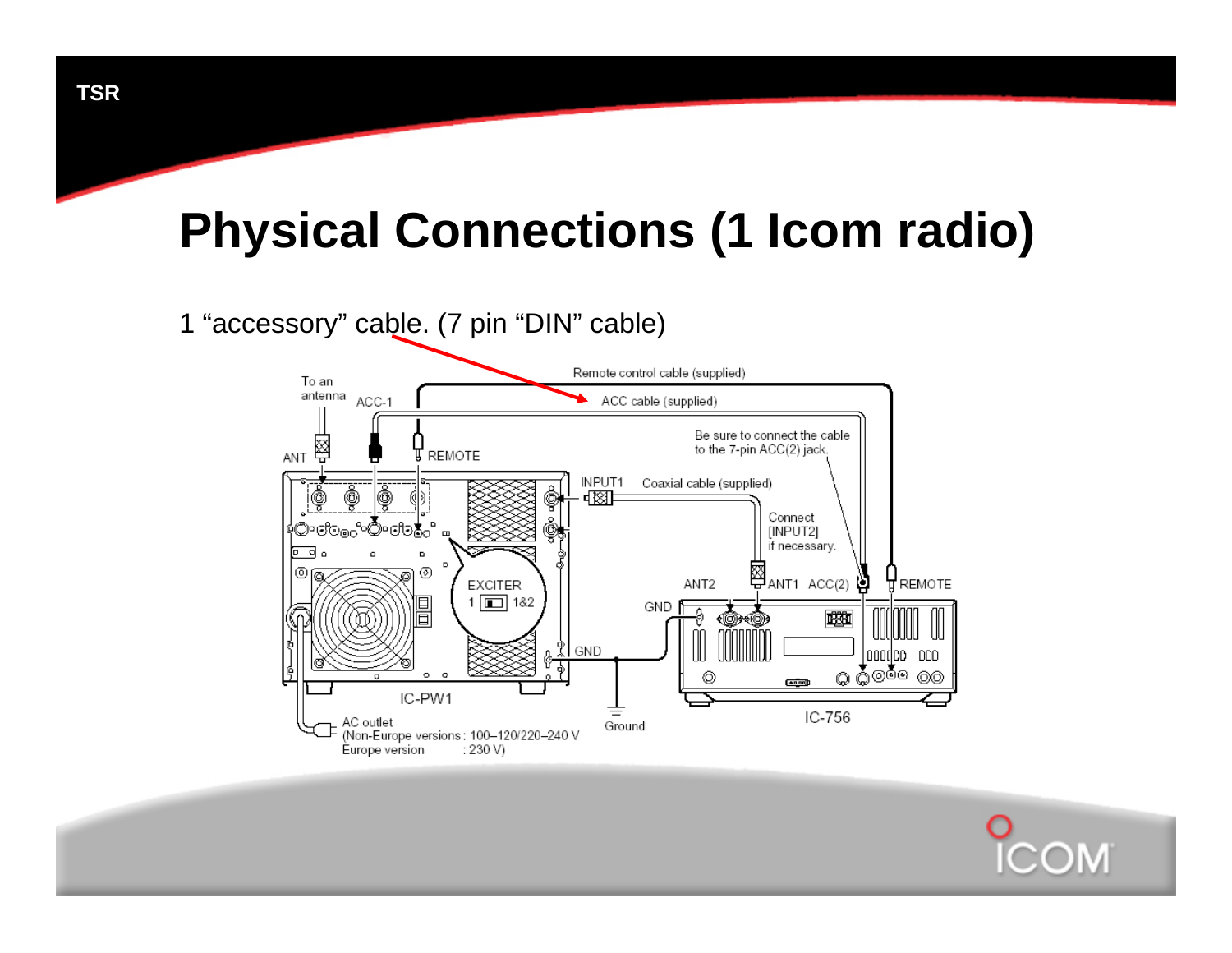# Physical Connections (1 Icom radio)

1 "accessory" cable. (7 pin "DIN" cable)

To an antenna

ACC-1

Remote control cable (supplied)

ACC cable (supplied)

ANT

REMOTE

Be sure to connect the cable to the 7-pin ACC(2) jack.

INPUT1

Coaxial cable (supplied)

Connect [INPUT2] if necessary.

EXCITER

1 1&2

ANT2

ANT1 ACC(2)

REMOTE

GND

GND

IC-PW1

Ground

IC-756

AC outlet
(Non-Europe versions : 100–120/220–240 V
Europe version : 230 V)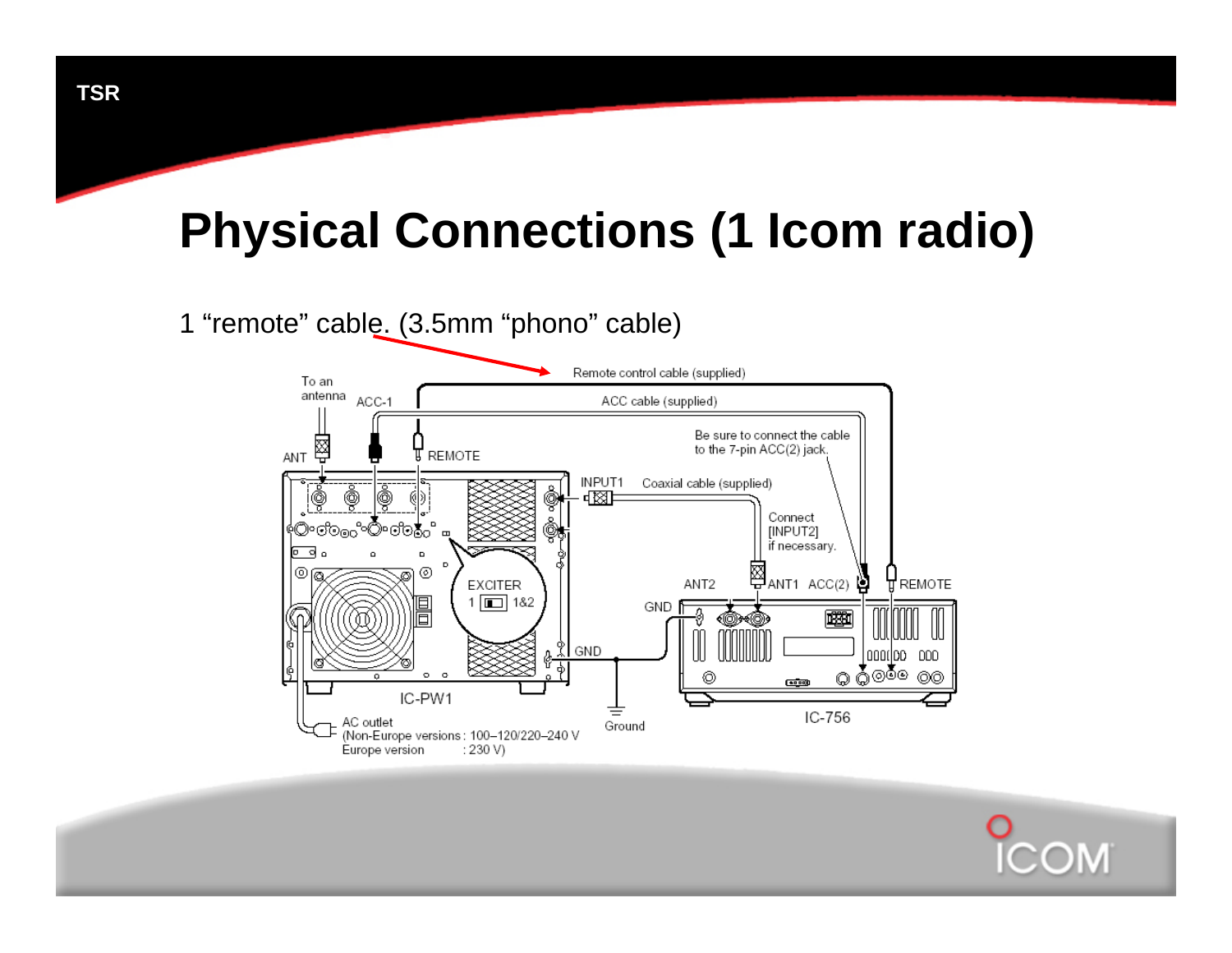# Physical Connections (1 Icom radio)

1 “remote” cable. (3.5mm “phono” cable)

To an antenna

ANT

ACC-1

REMOTE

Remote control cable (supplied)

ACC cable (supplied)

Be sure to connect the cable to the 7-pin ACC(2) jack.

INPUT1

Coaxial cable (supplied)

Connect [INPUT2] if necessary.

EXCITER

1 1&2

GND

IC-PW1

AC outlet
(Non-Europe versions : 100–120/220–240 V
Europe version : 230 V)

Ground

GND

ANT2

ANT1

ACC(2)

REMOTE

IC-756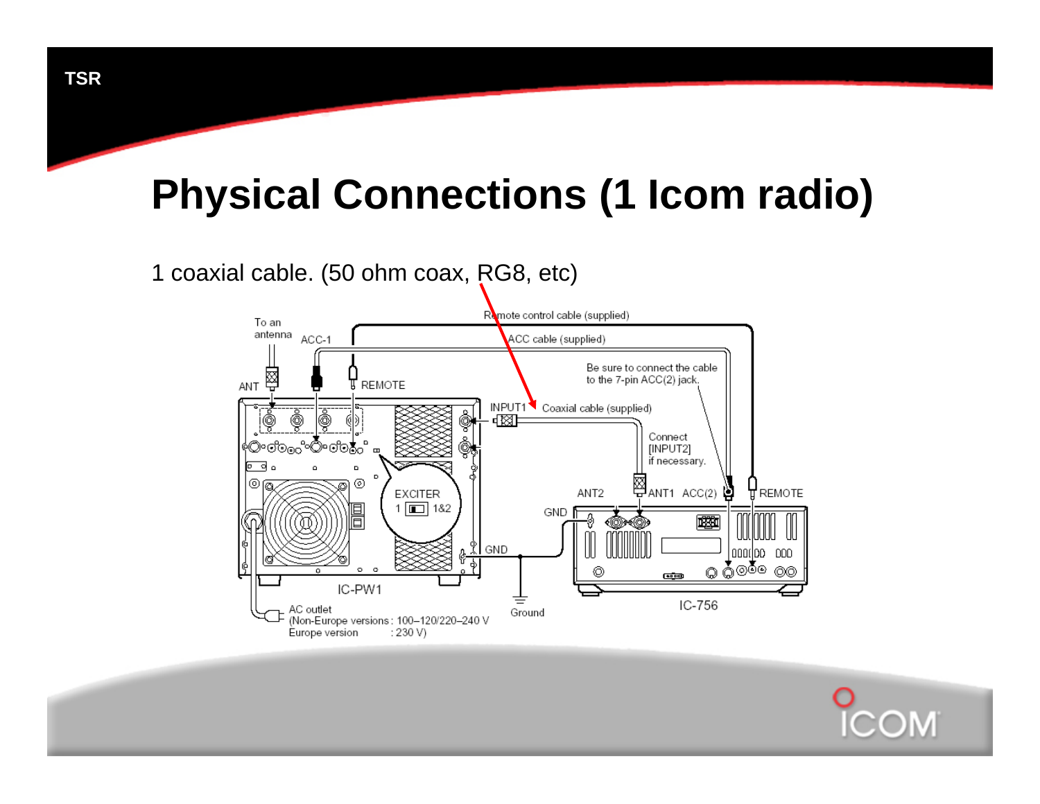# Physical Connections (1 Icom radio)

1 coaxial cable. (50 ohm coax, RG8, etc)

To an antenna

ACC-1

Remote control cable (supplied)

ACC cable (supplied)

Be sure to connect the cable to the 7-pin ACC(2) jack.

ANT

REMOTE

INPUT1

Coaxial cable (supplied)

Connect [INPUT2] if necessary.

EXCITER 1 1&2

ANT2

ANT1

ACC(2)

REMOTE

GND

GND

IC-PW1

Ground

IC-756

AC outlet
(Non-Europe versions : 100–120/220–240 V
Europe version : 230 V)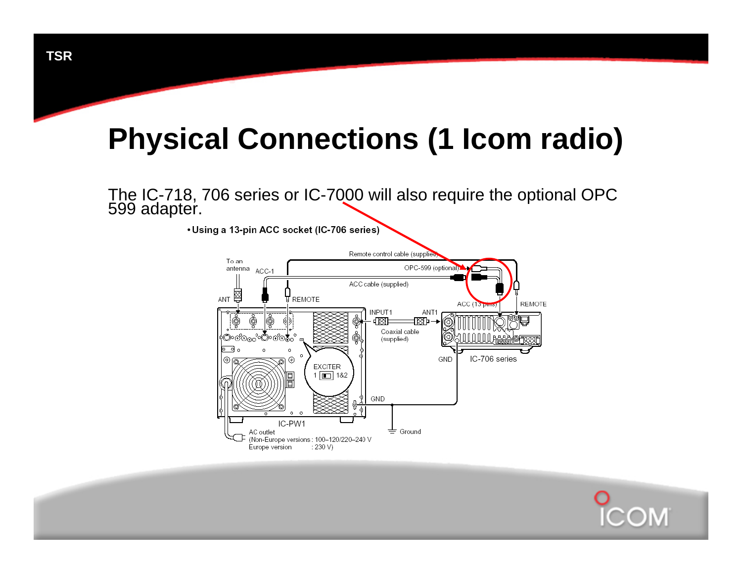# Physical Connections (1 Icom radio)

The IC-718, 706 series or IC-7000 will also require the optional OPC 599 adapter.

• **Using a 13-pin ACC socket (IC-706 series)**

To an antenna
ACC-1
Remote control cable (supplied)
OPC-599 (optional)
ACC cable (supplied)
ANT
REMOTE
ACC (13 pins)
REMOTE
INPUT1
ANT1
Coaxial cable (supplied)
GND
IC-706 series
EXCITER
1 1&2
GND
Ground
IC-PW1
AC outlet
(Non-Europe versions : 100–120/220–240 V
Europe version : 230 V)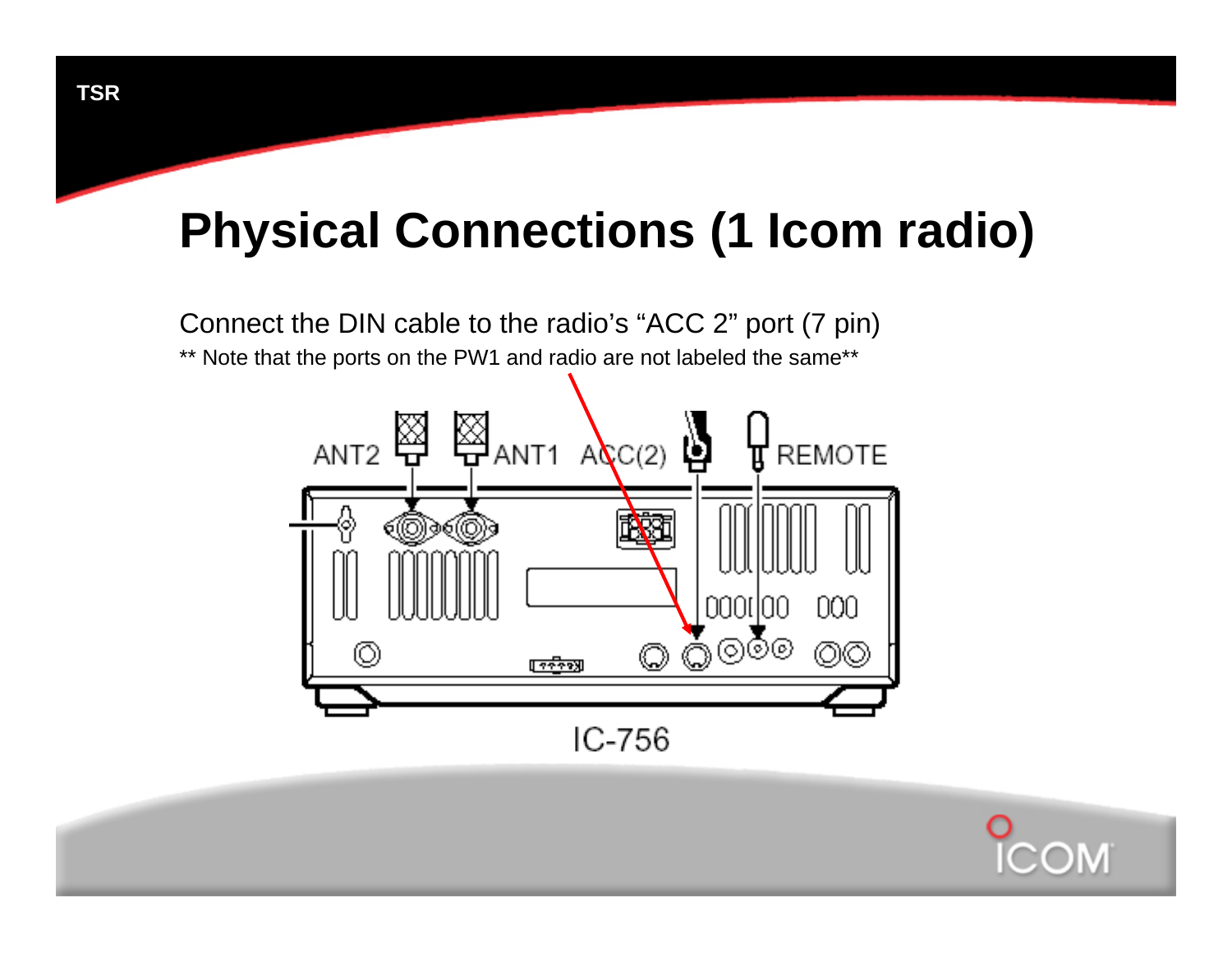# Physical Connections (1 Icom radio)

Connect the DIN cable to the radio's "ACC 2" port (7 pin)

** Note that the ports on the PW1 and radio are not labeled the same**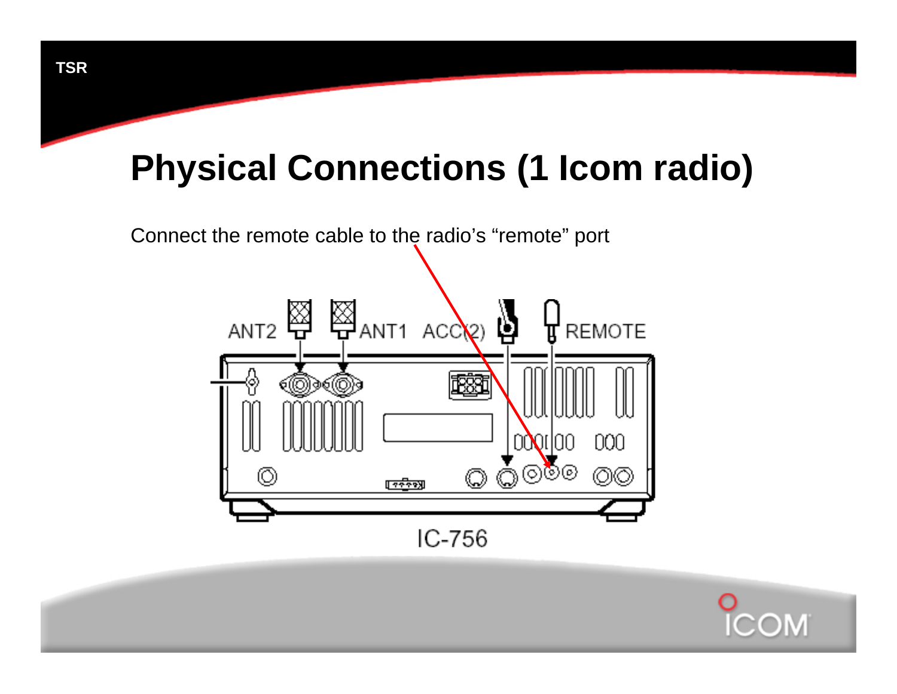# Physical Connections (1 Icom radio)

Connect the remote cable to the radio's "remote" port

ANT2 ANT1 ACC(2) REMOTE

IC-756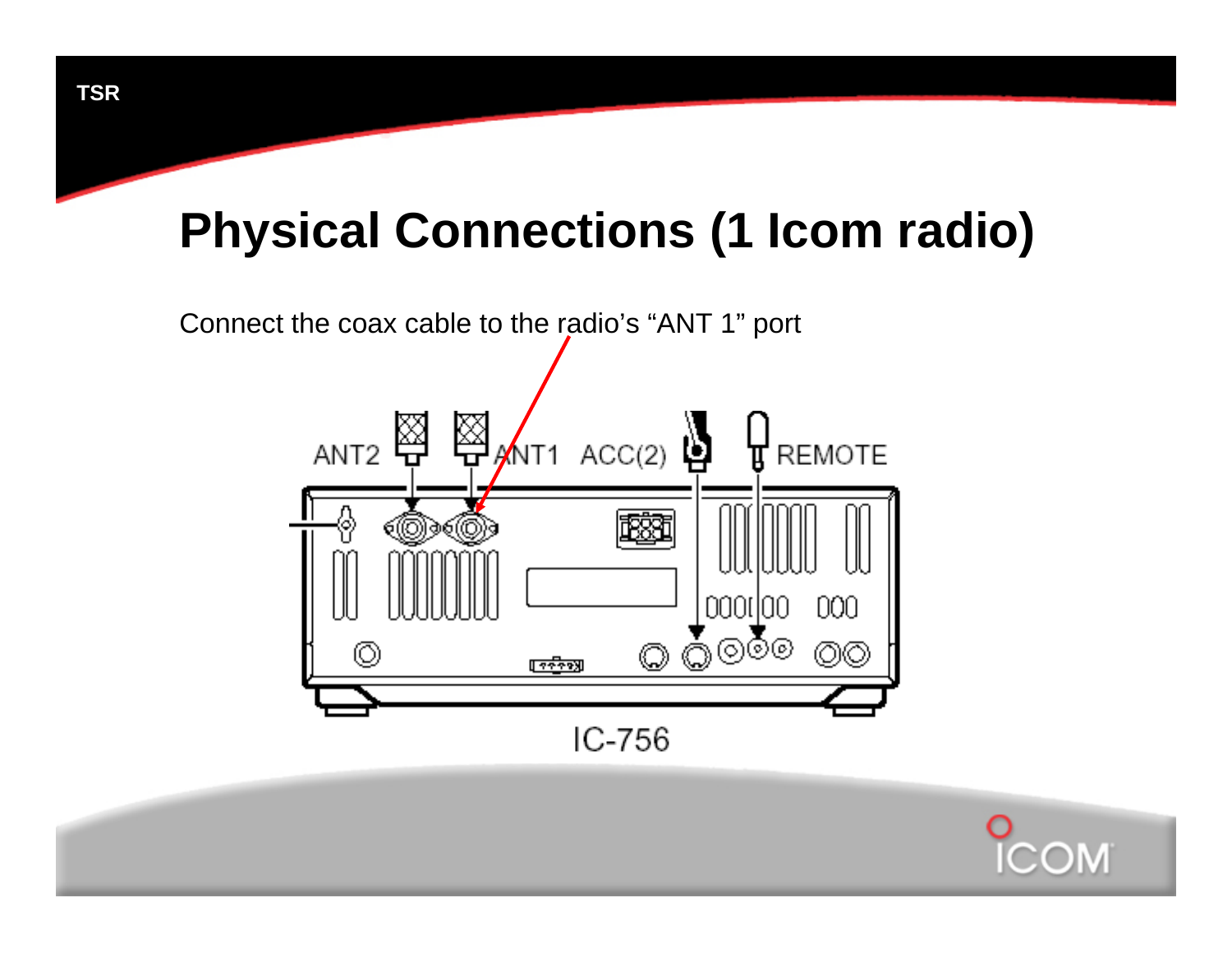# Physical Connections (1 Icom radio)

Connect the coax cable to the radio's "ANT 1" port

ANT2 ANT1 ACC(2) REMOTE

IC-756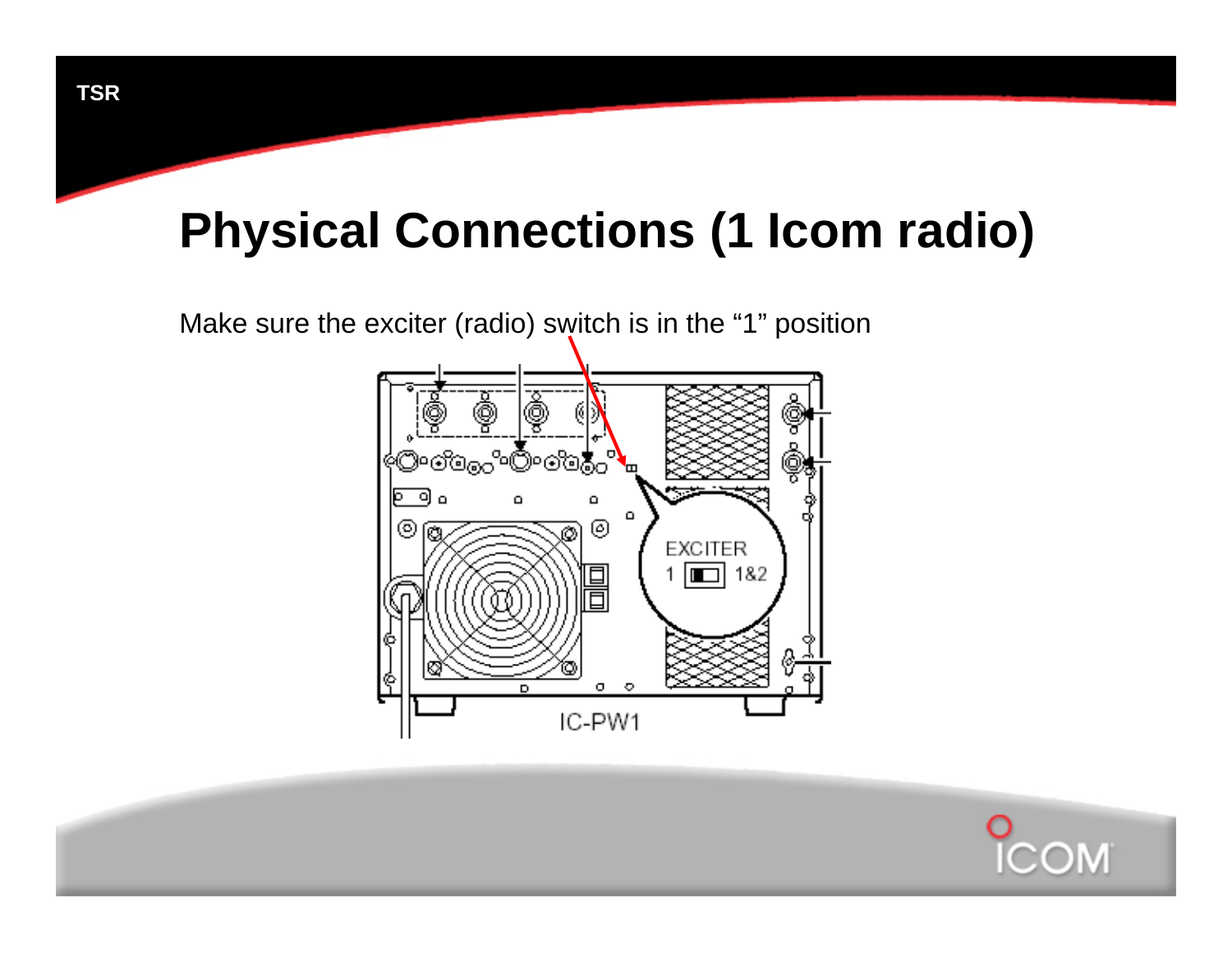# Physical Connections (1 Icom radio)

Make sure the exciter (radio) switch is in the "1" position

EXCITER

1 1&2

IC-PW1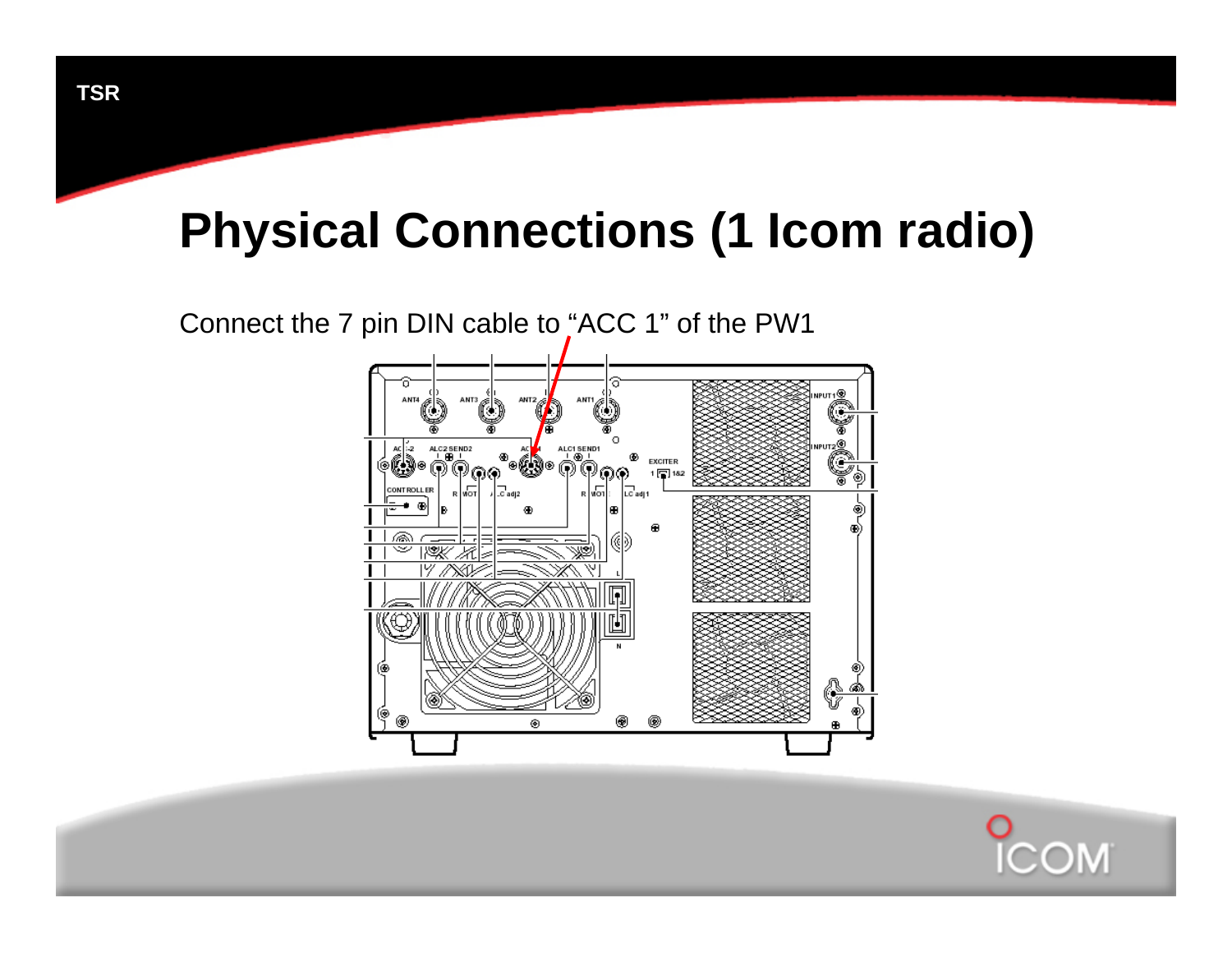# Physical Connections (1 Icom radio)

Connect the 7 pin DIN cable to "ACC 1" of the PW1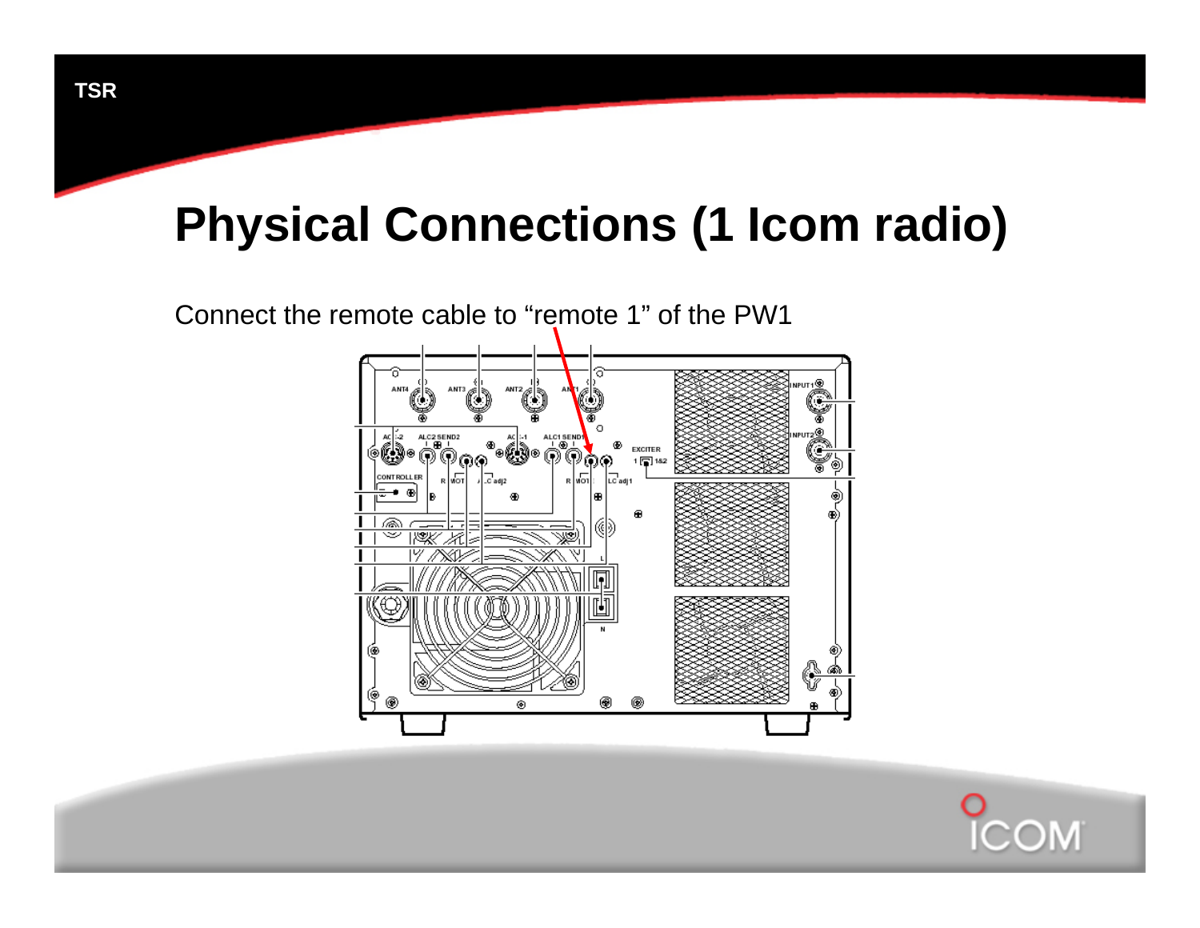# Physical Connections (1 Icom radio)

Connect the remote cable to “remote 1” of the PW1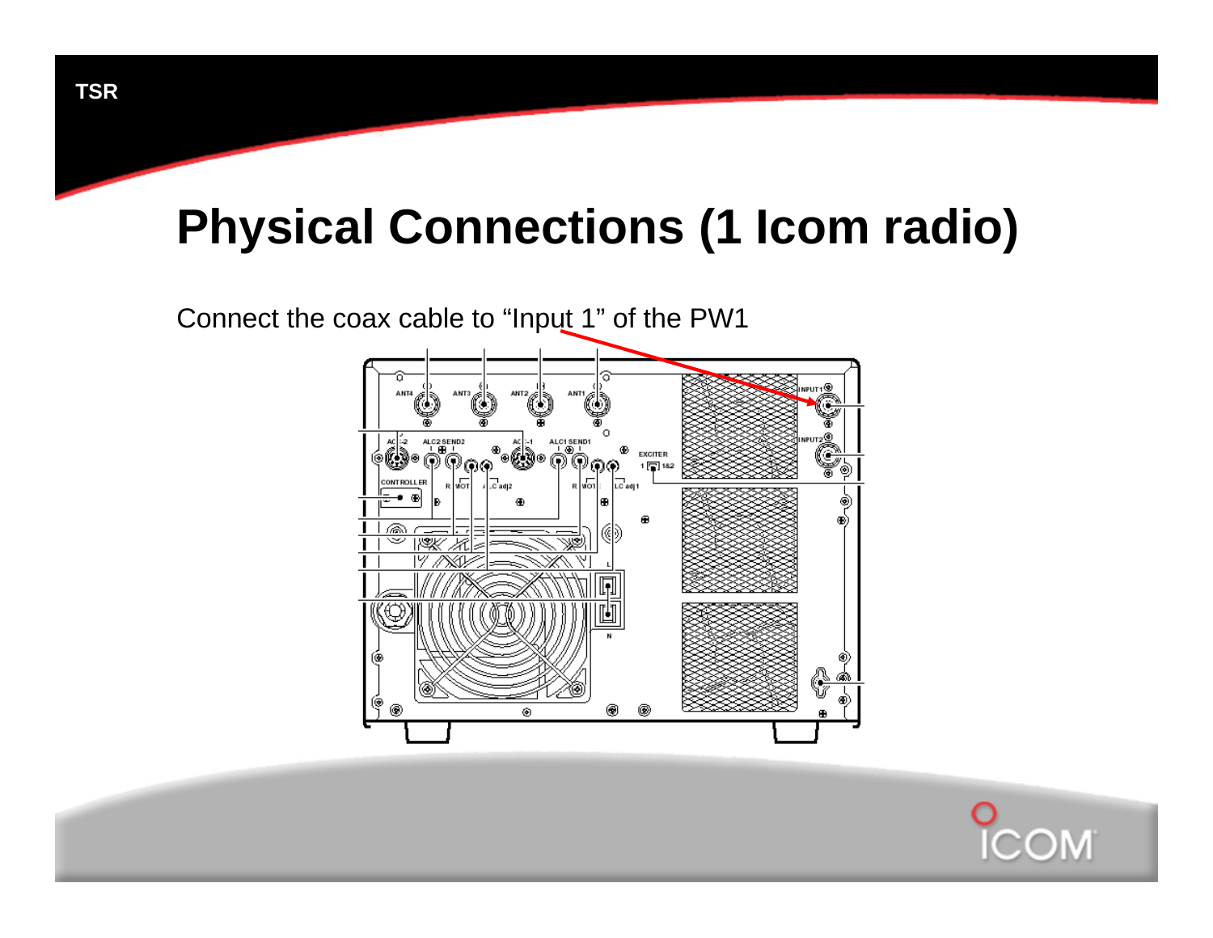# Physical Connections (1 Icom radio)

Connect the coax cable to "Input 1" of the PW1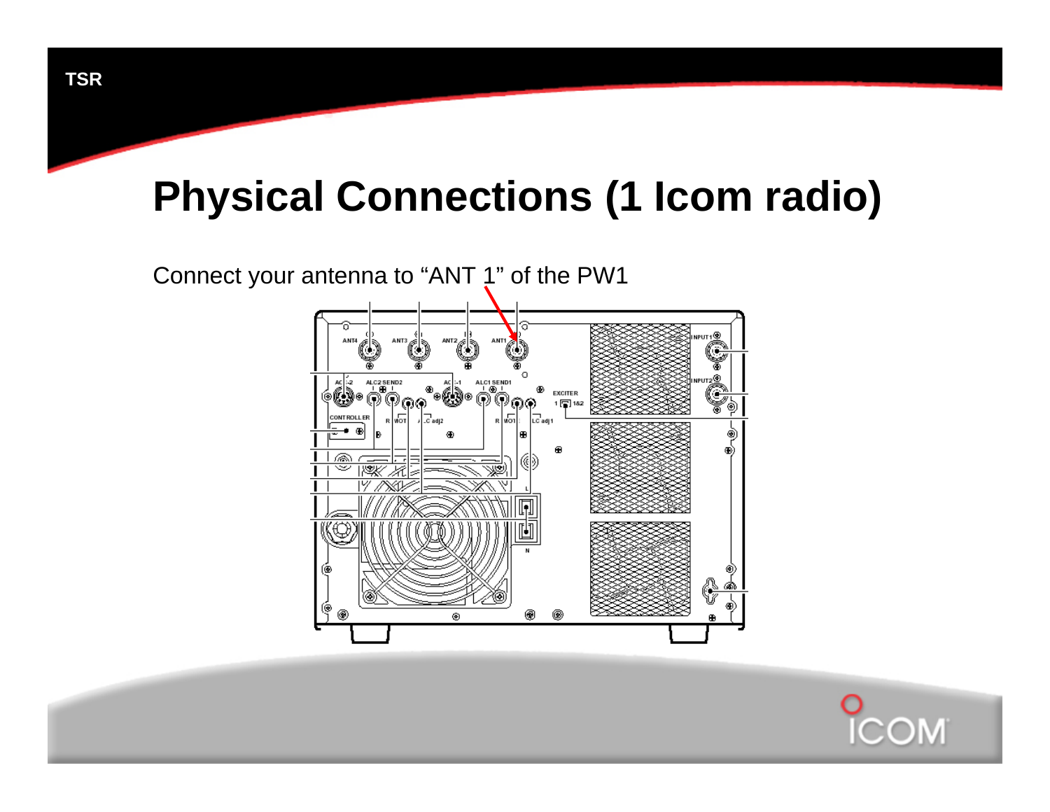# Physical Connections (1 Icom radio)

Connect your antenna to “ANT 1” of the PW1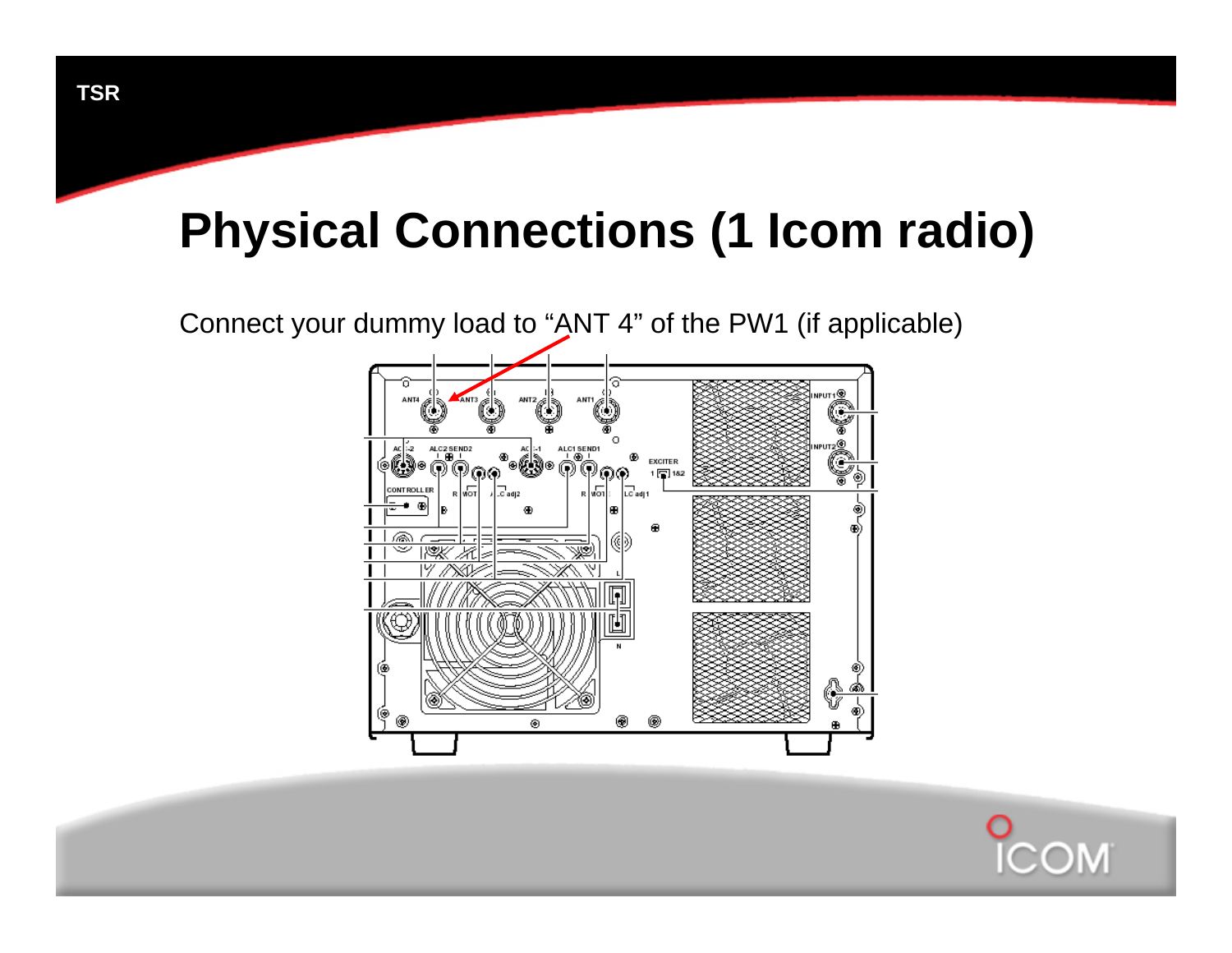# Physical Connections (1 Icom radio)

Connect your dummy load to “ANT 4” of the PW1 (if applicable)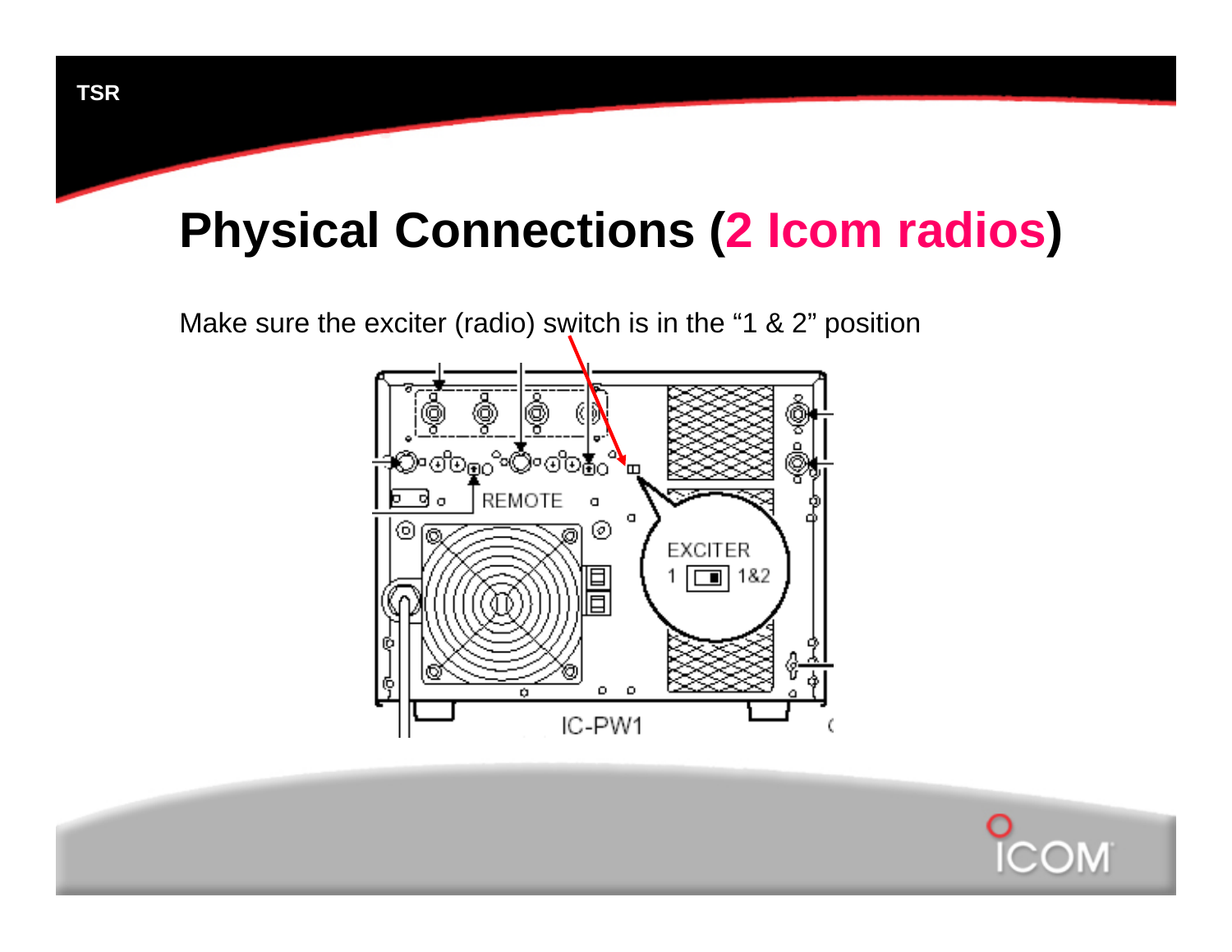# Physical Connections (2 Icom radios)

Make sure the exciter (radio) switch is in the "1 & 2" position

REMOTE

EXCITER

1 1&2

IC-PW1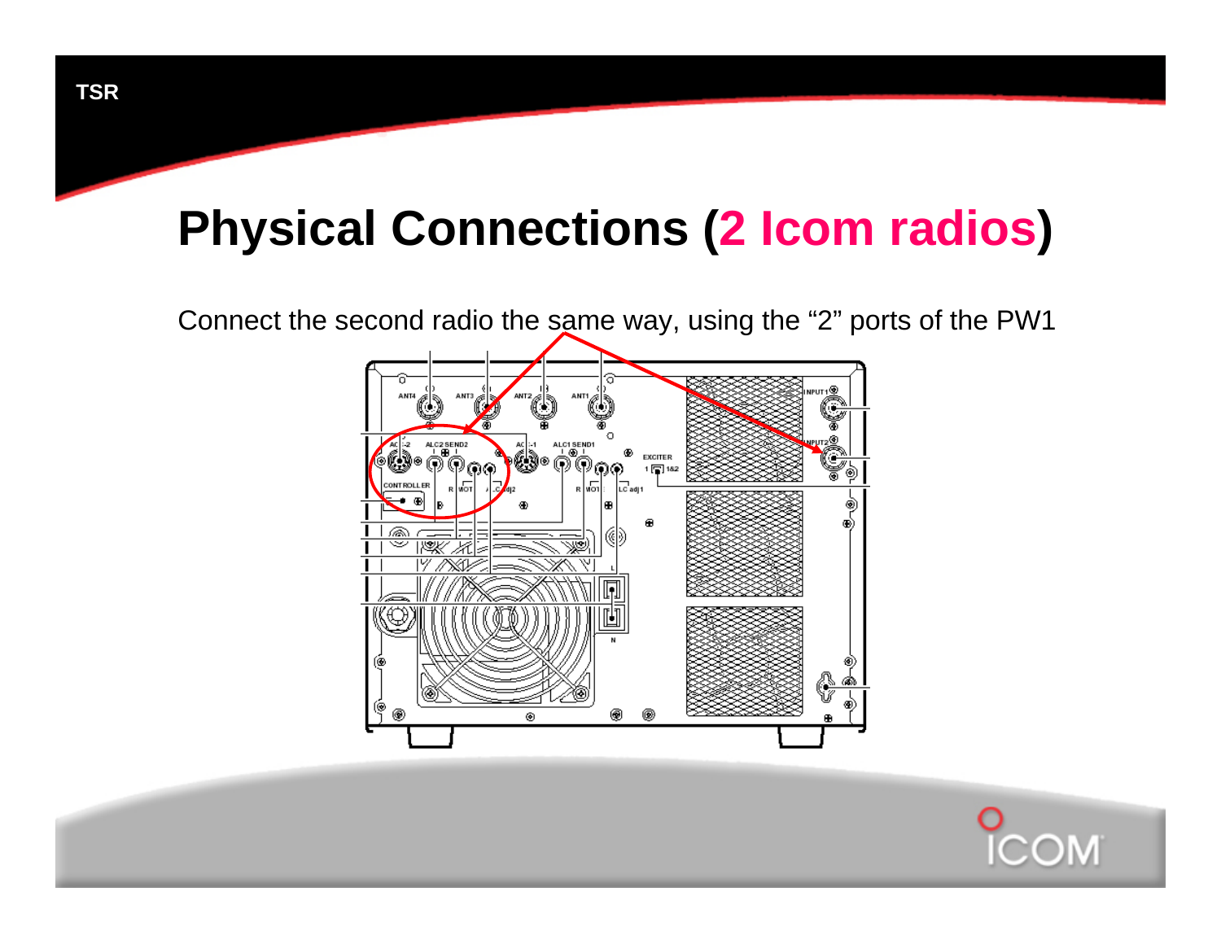# Physical Connections (2 Icom radios)

Connect the second radio the same way, using the “2” ports of the PW1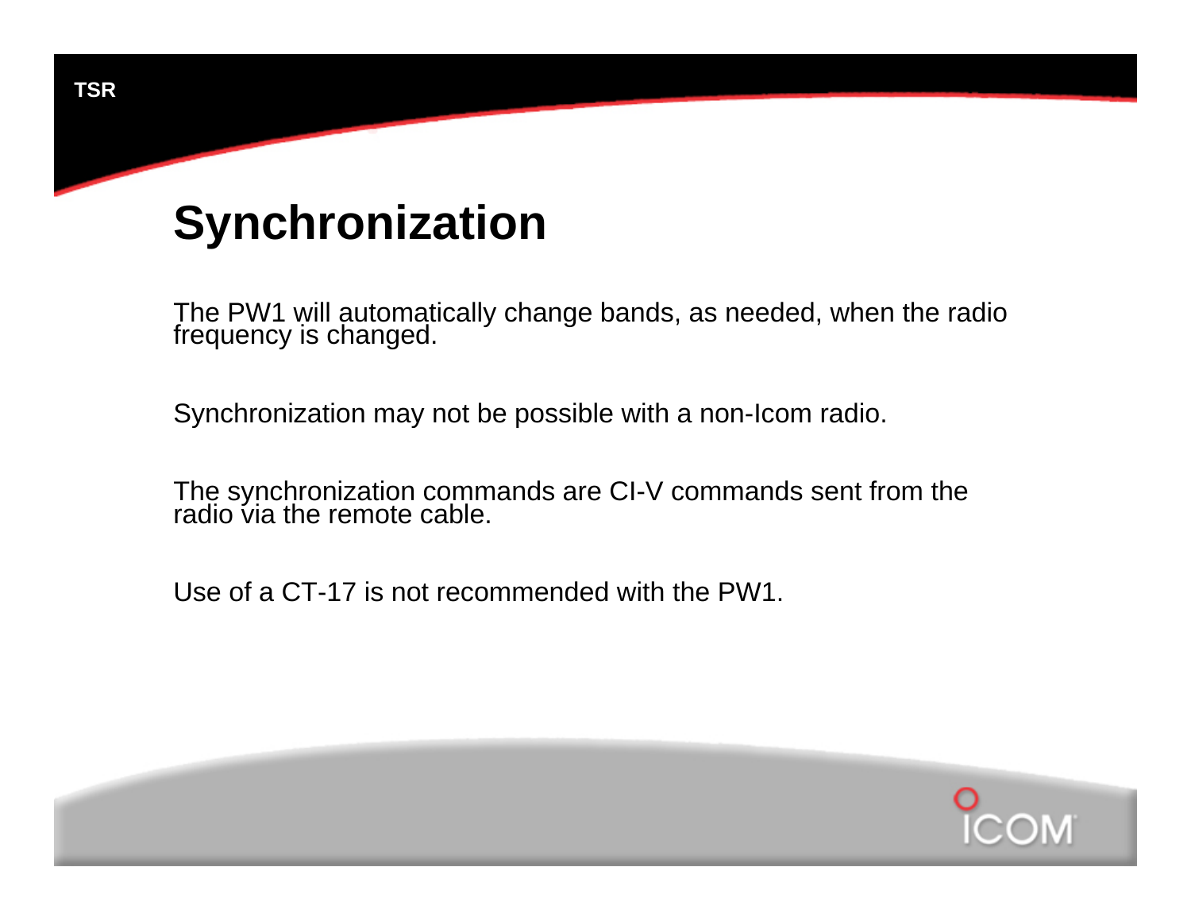# Synchronization

The PW1 will automatically change bands, as needed, when the radio frequency is changed.

Synchronization may not be possible with a non-Icom radio.

The synchronization commands are CI-V commands sent from the radio via the remote cable.

Use of a CT-17 is not recommended with the PW1.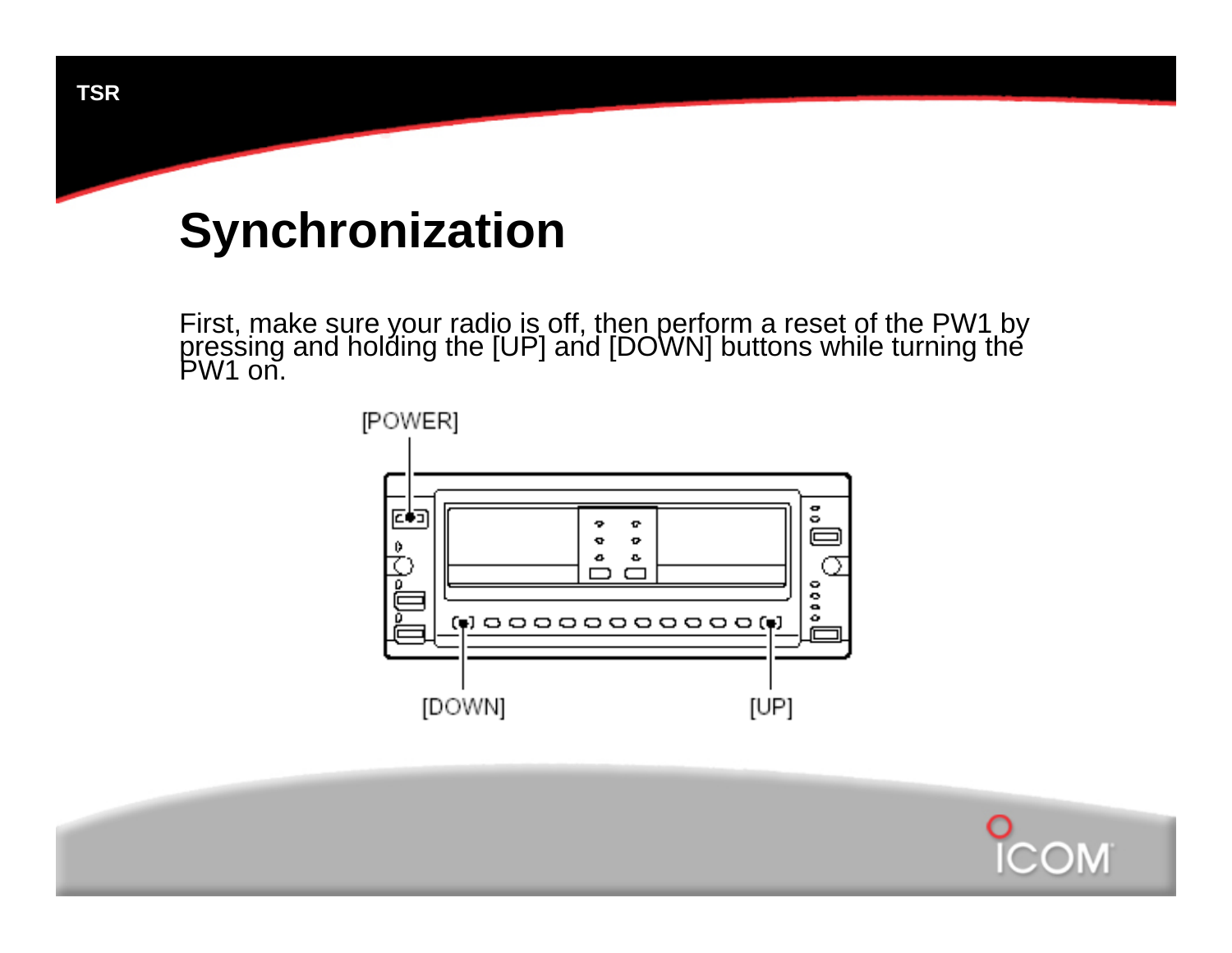# Synchronization

First, make sure your radio is off, then perform a reset of the PW1 by pressing and holding the [UP] and [DOWN] buttons while turning the PW1 on.

[POWER]

[DOWN] [UP]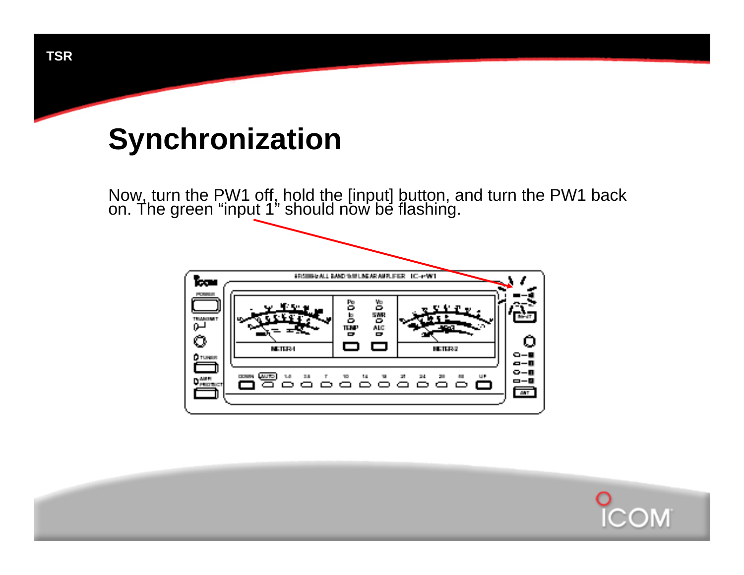# Synchronization

Now, turn the PW1 off, hold the [input] button, and turn the PW1 back on. The green “input 1” should now be flashing.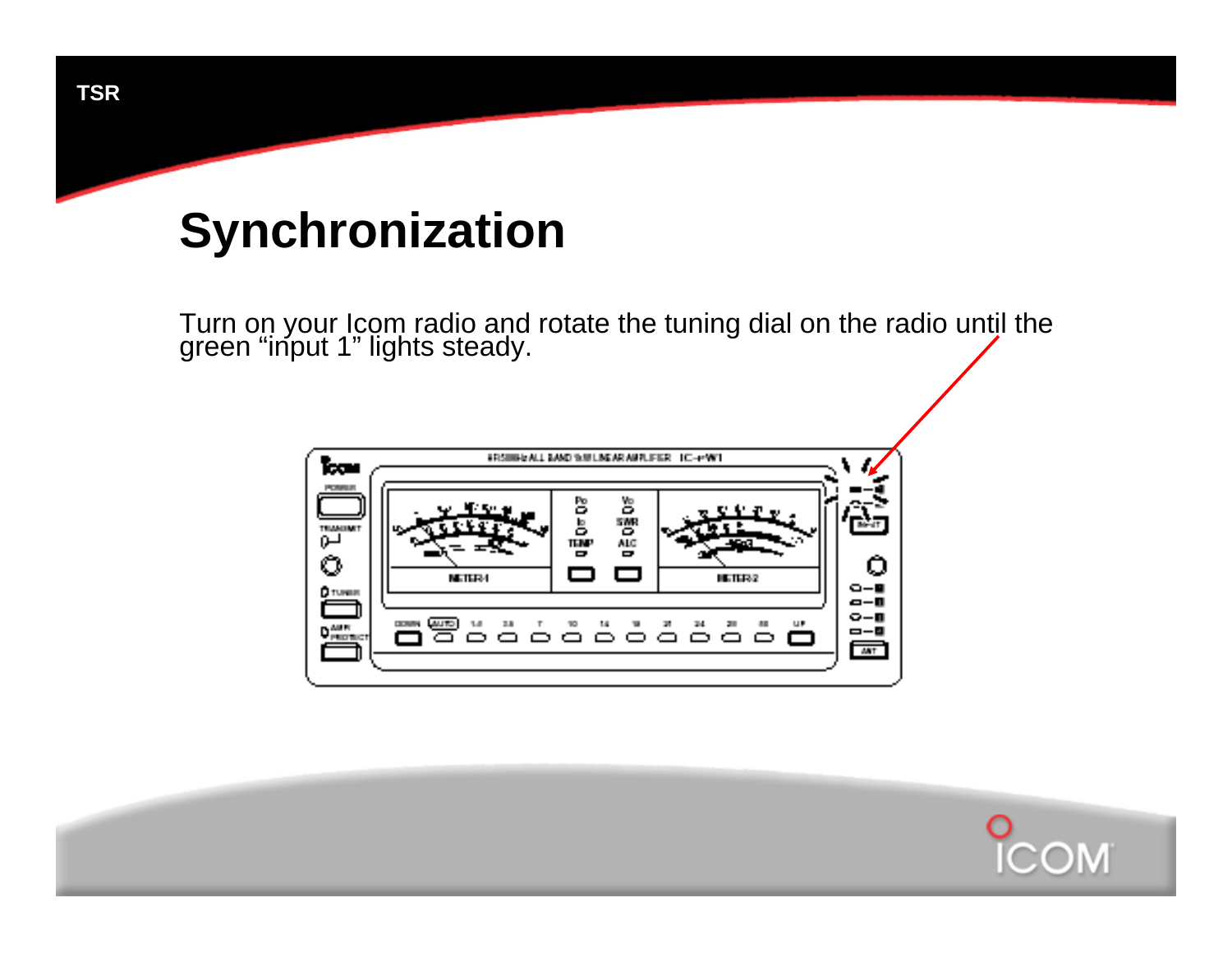# Synchronization

Turn on your Icom radio and rotate the tuning dial on the radio until the green “input 1” lights steady.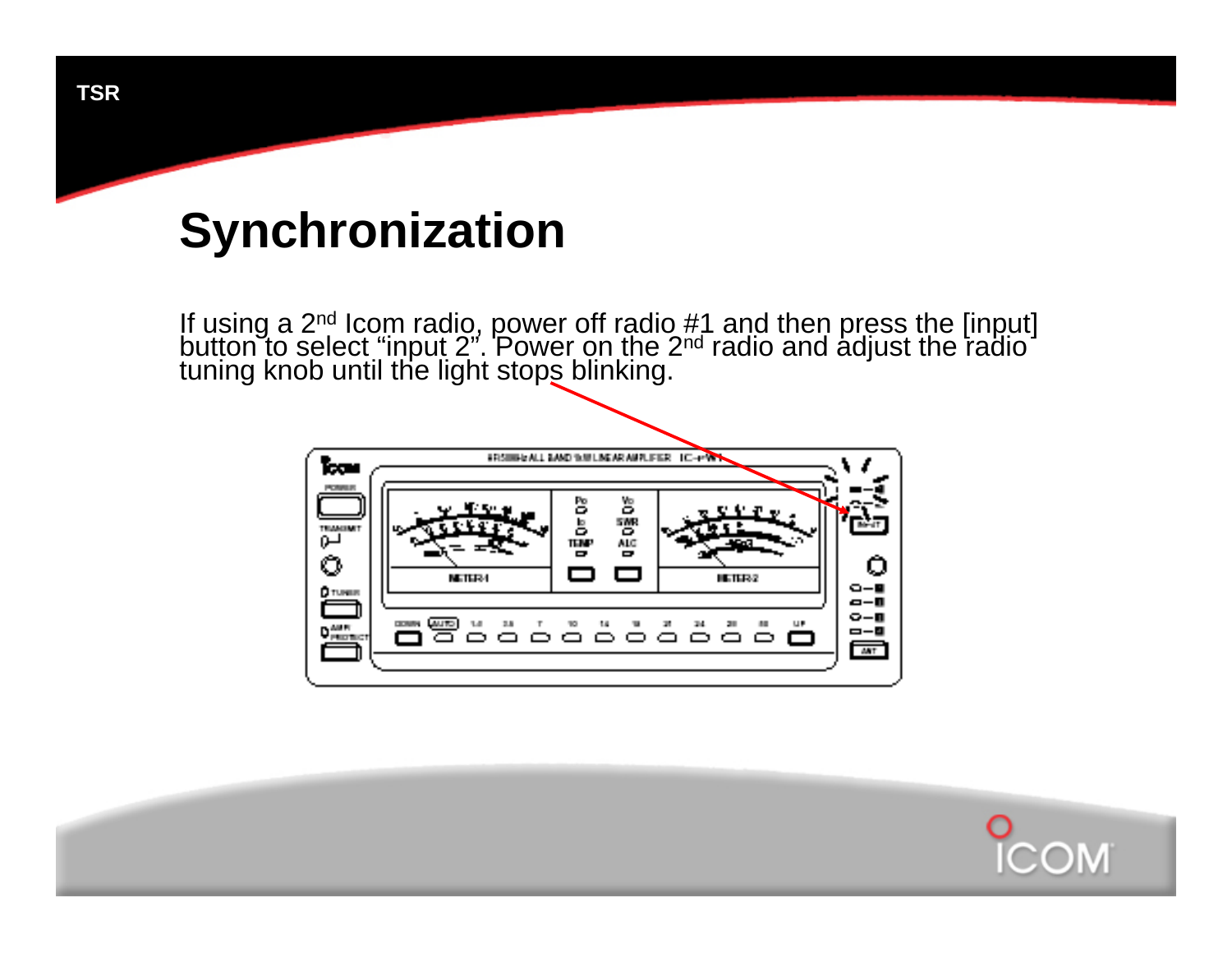# Synchronization

If using a 2nd Icom radio, power off radio #1 and then press the [input] button to select "input 2". Power on the 2nd radio and adjust the radio tuning knob until the light stops blinking.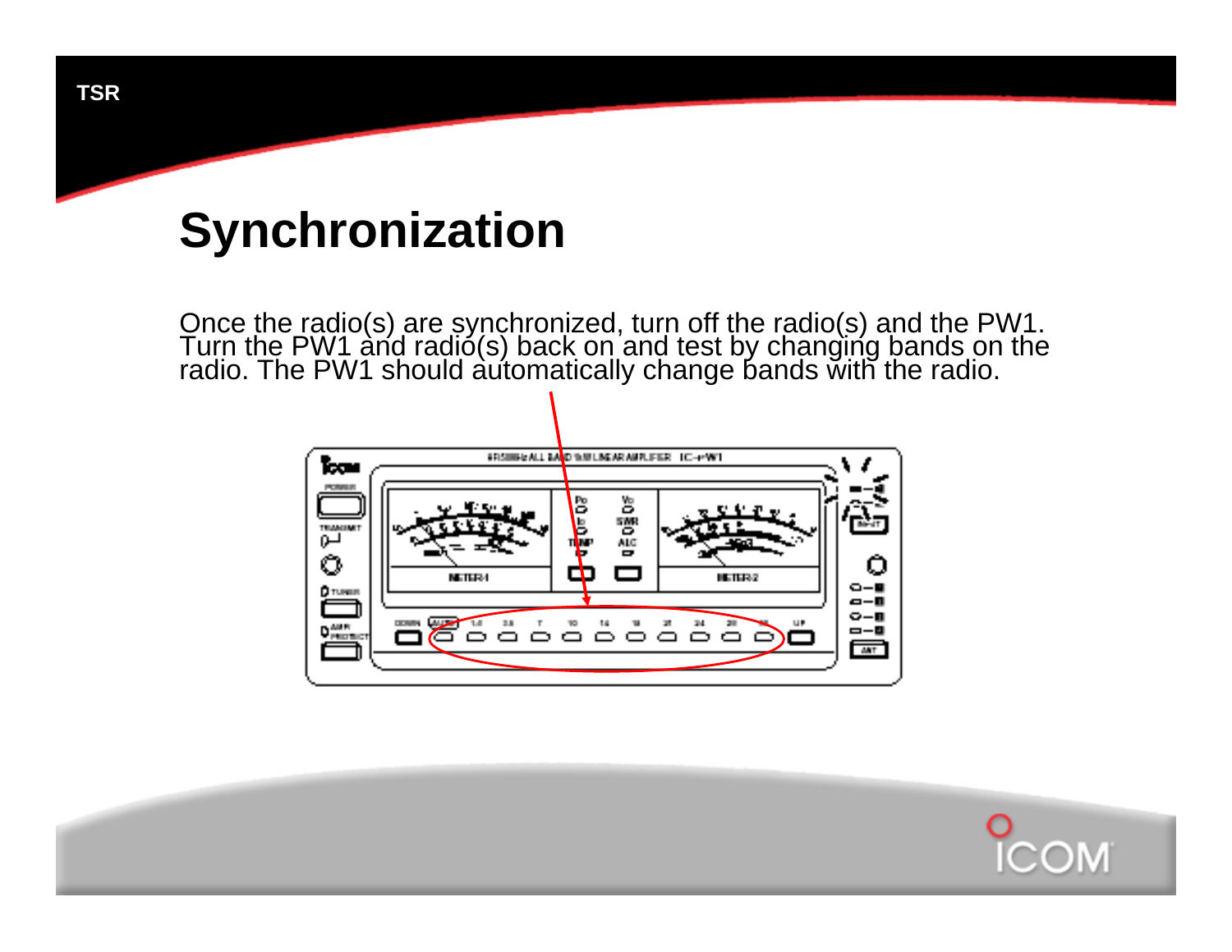# Synchronization

Once the radio(s) are synchronized, turn off the radio(s) and the PW1. Turn the PW1 and radio(s) back on and test by changing bands on the radio. The PW1 should automatically change bands with the radio.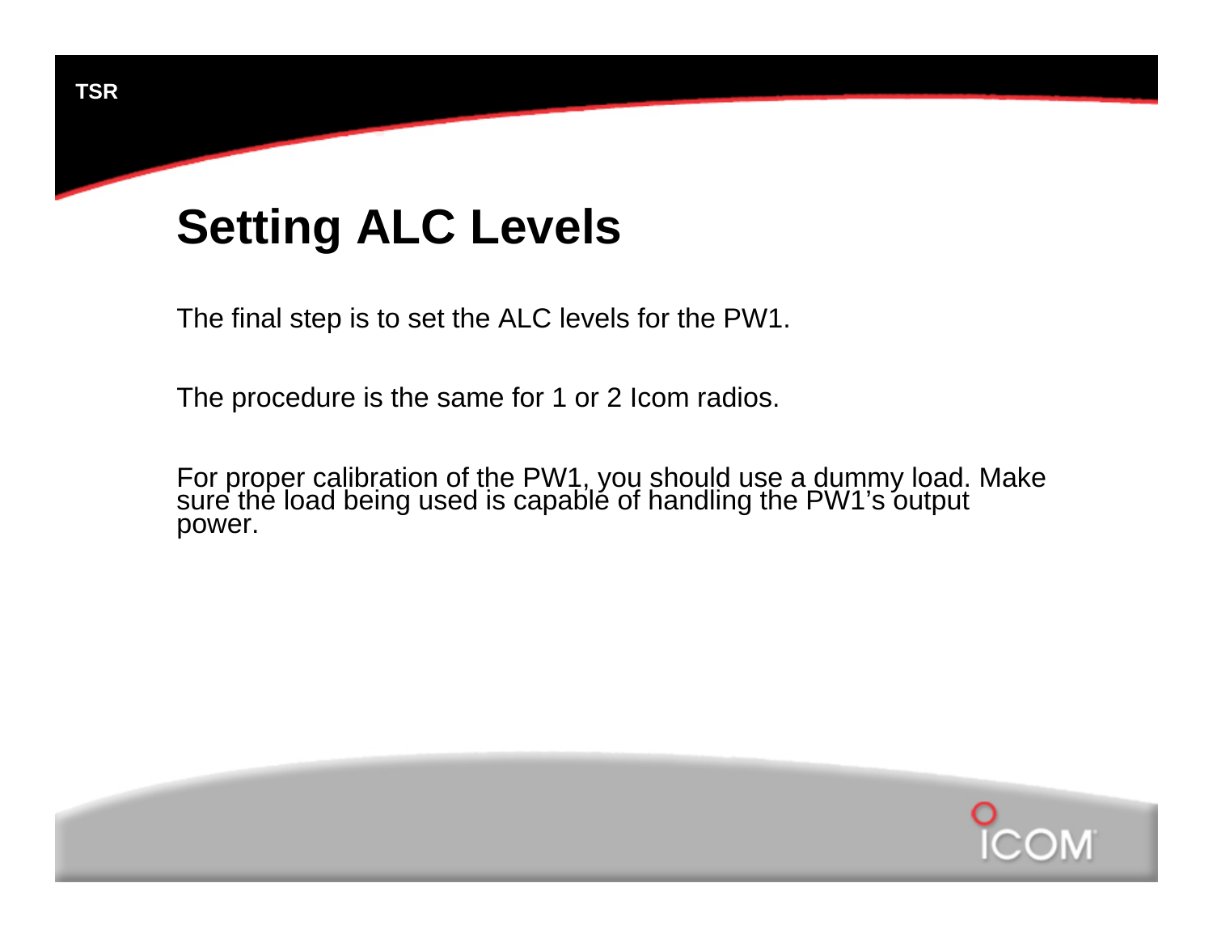# Setting ALC Levels

The final step is to set the ALC levels for the PW1.

The procedure is the same for 1 or 2 Icom radios.

For proper calibration of the PW1, you should use a dummy load. Make sure the load being used is capable of handling the PW1's output power.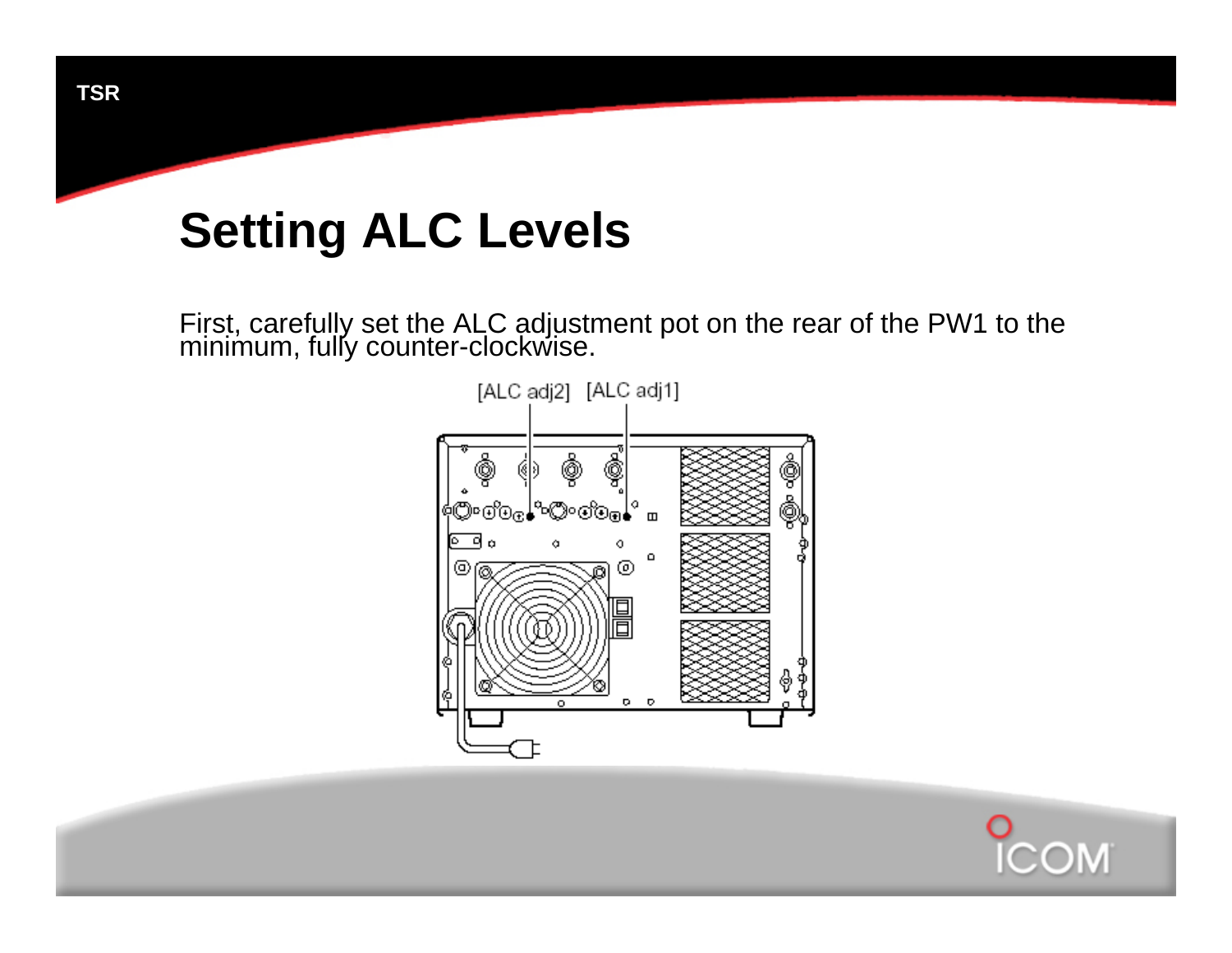# Setting ALC Levels

First, carefully set the ALC adjustment pot on the rear of the PW1 to the minimum, fully counter-clockwise.

[ALC adj2] [ALC adj1]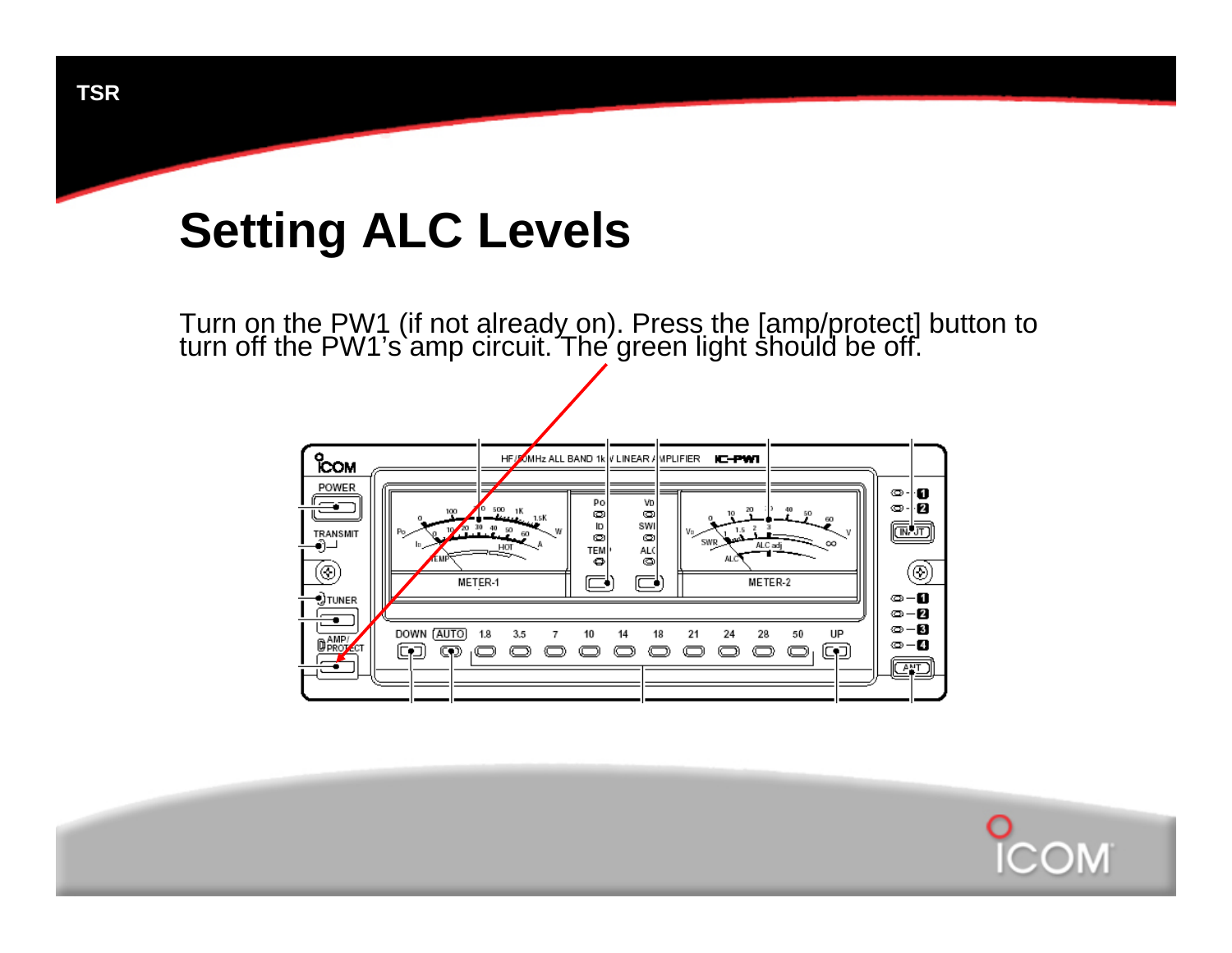# Setting ALC Levels

Turn on the PW1 (if not already on). Press the [amp/protect] button to turn off the PW1's amp circuit. The green light should be off.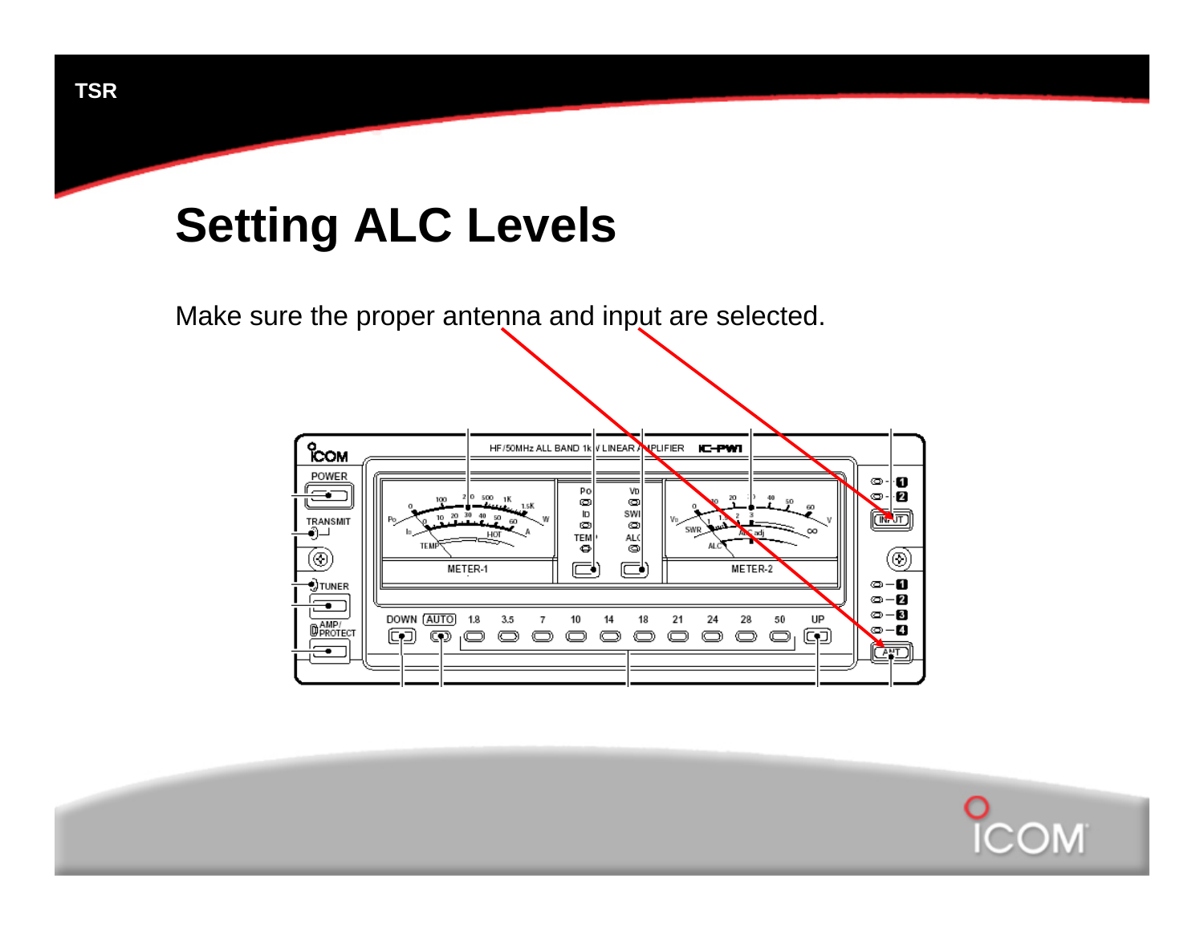# Setting ALC Levels

Make sure the proper antenna and input are selected.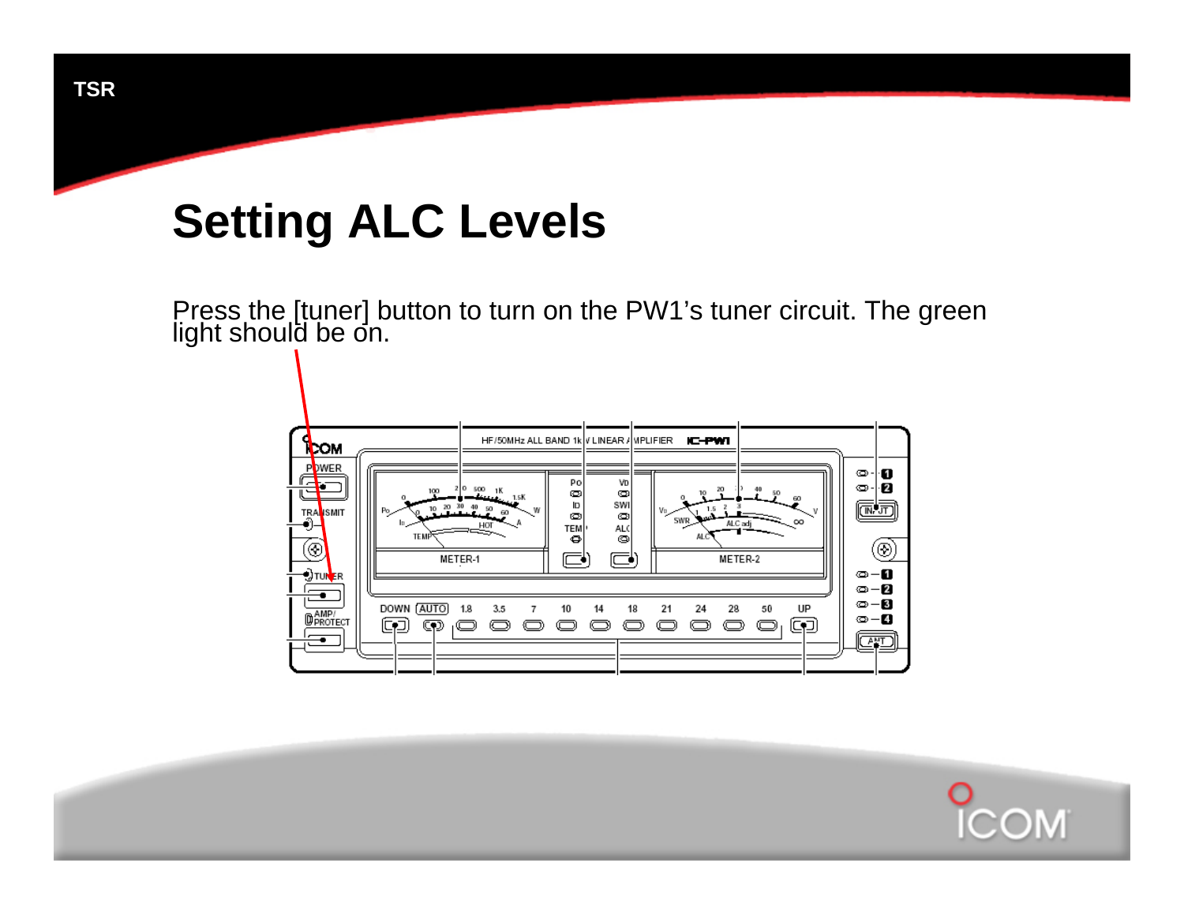# Setting ALC Levels

Press the [tuner] button to turn on the PW1's tuner circuit. The green light should be on.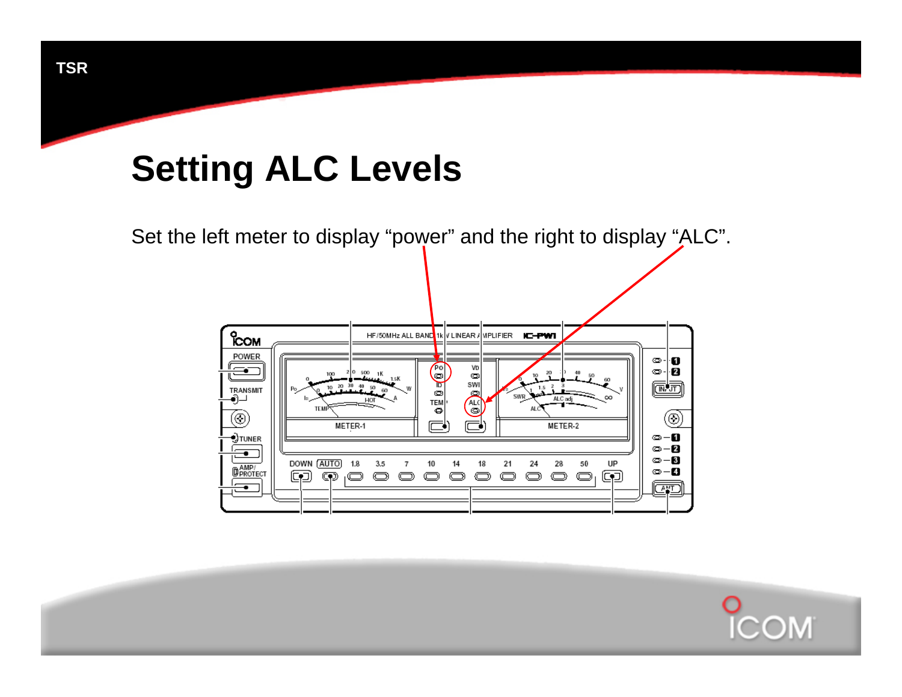# Setting ALC Levels

Set the left meter to display "power" and the right to display "ALC".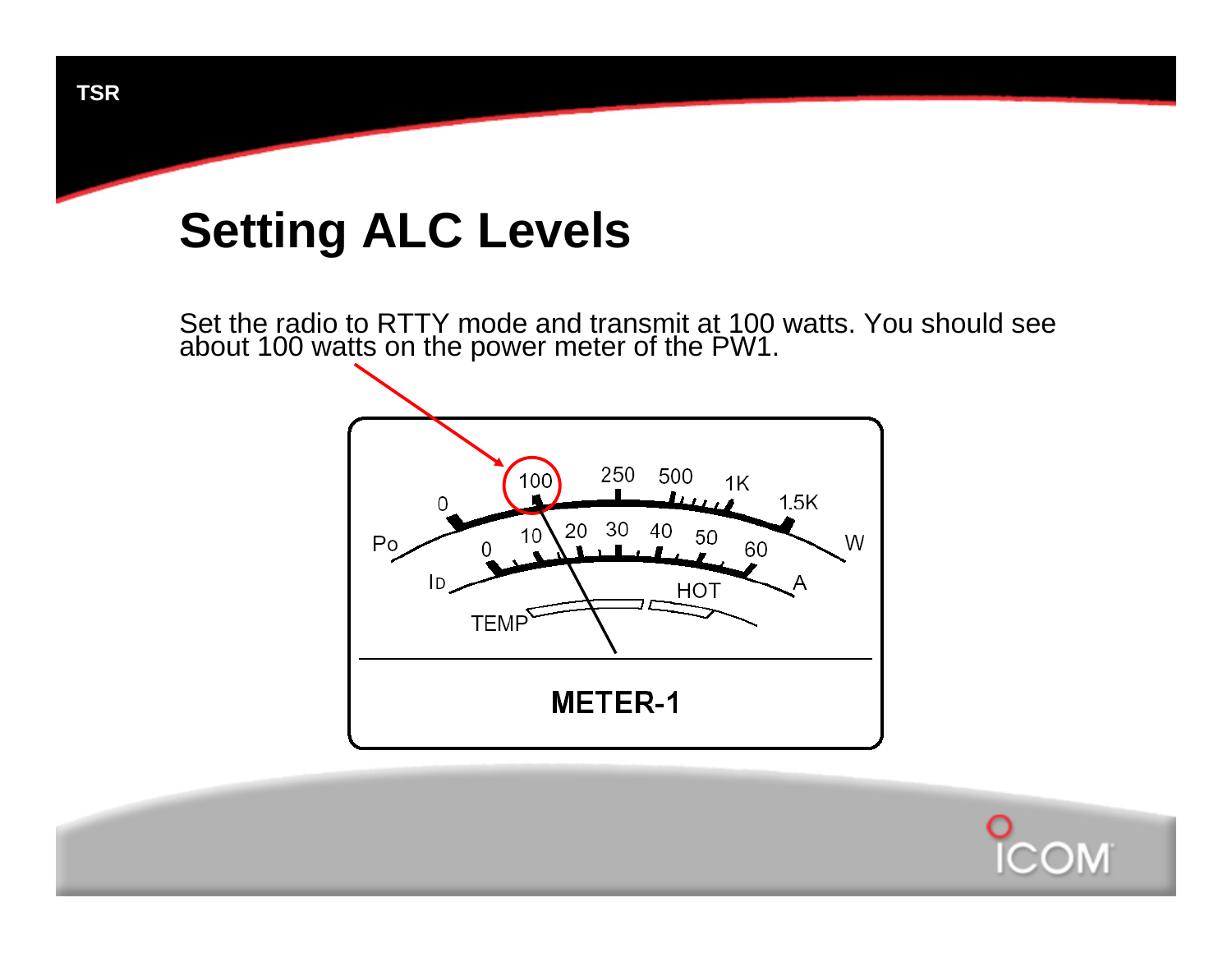# Setting ALC Levels

Set the radio to RTTY mode and transmit at 100 watts. You should see about 100 watts on the power meter of the PW1.

METER-1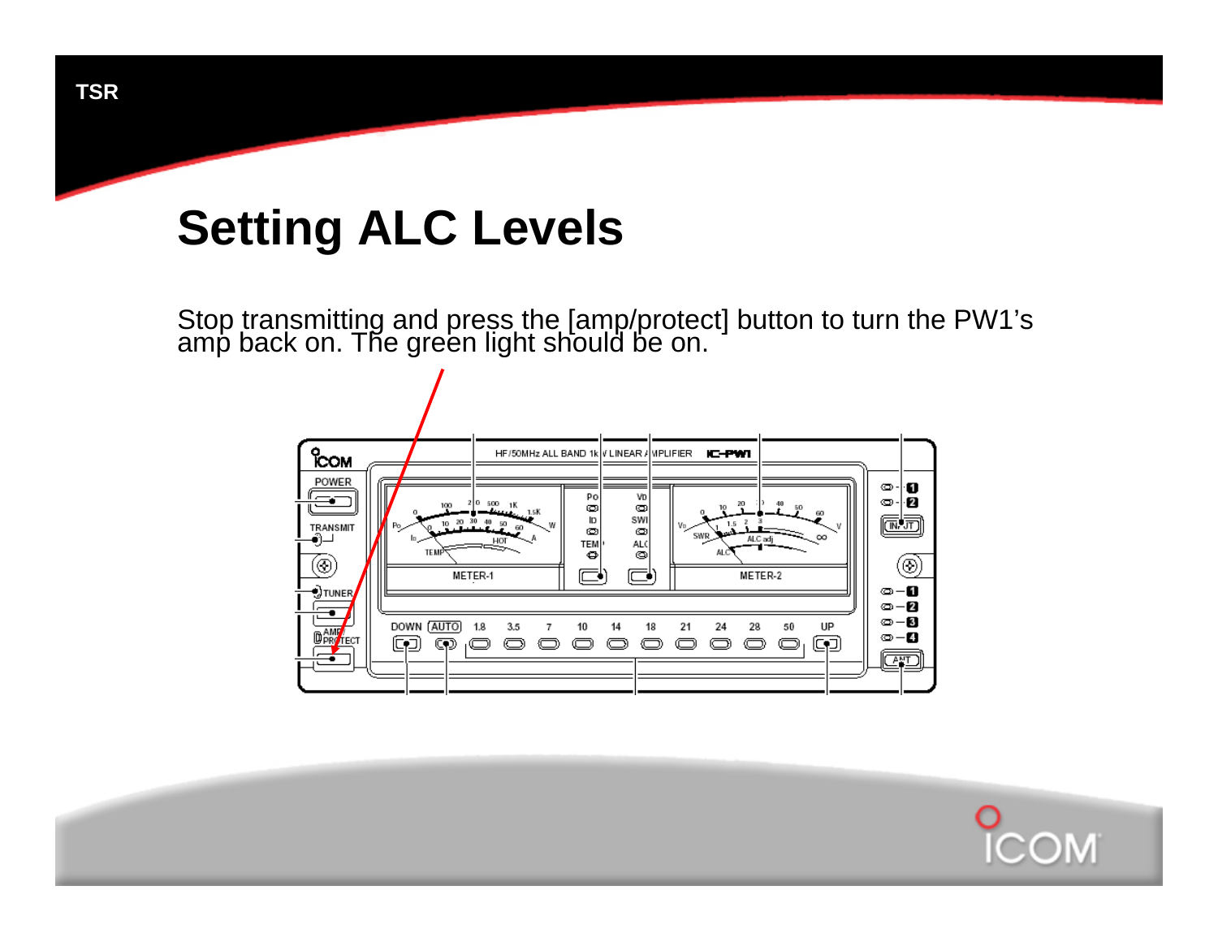# Setting ALC Levels

Stop transmitting and press the [amp/protect] button to turn the PW1's amp back on. The green light should be on.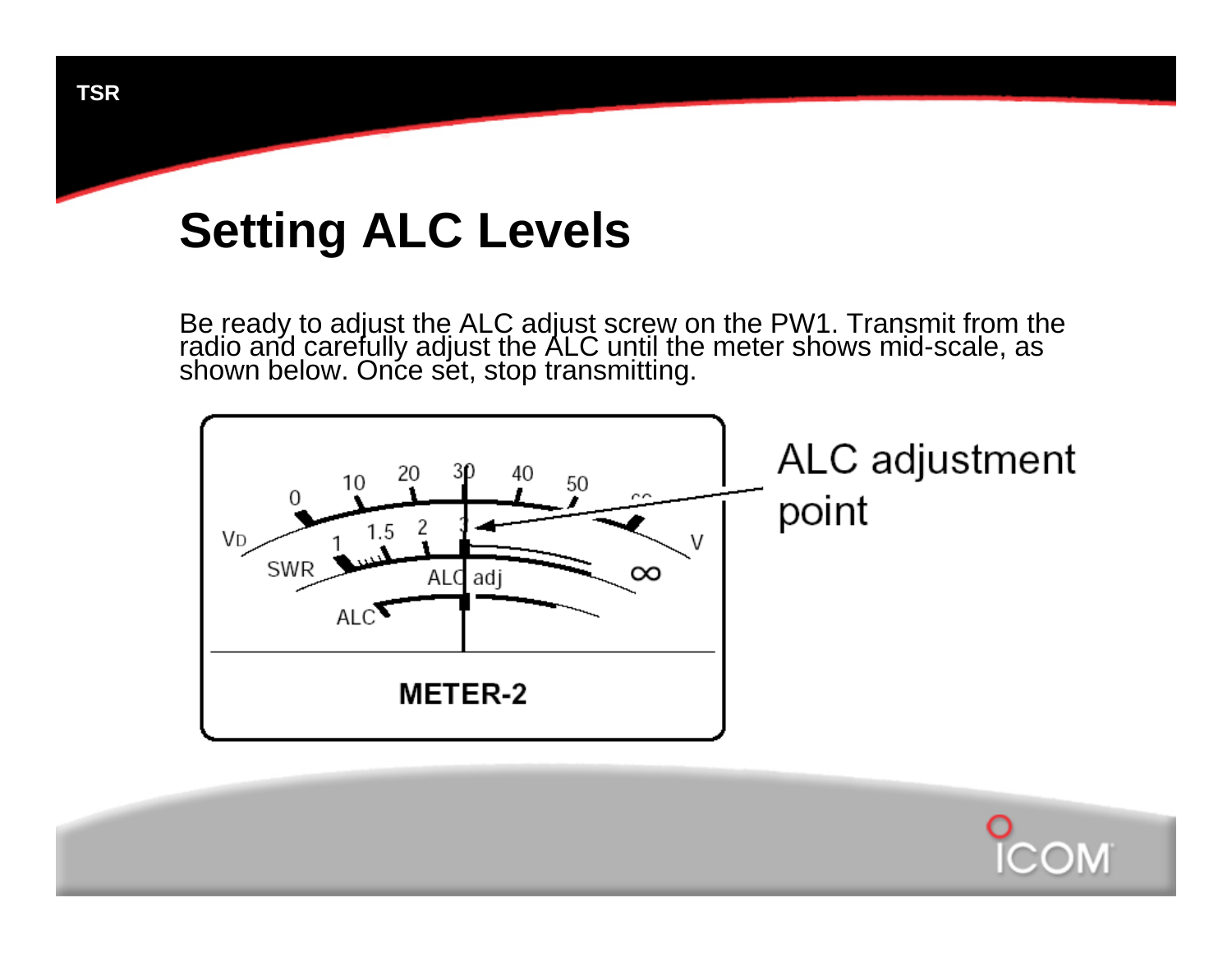# Setting ALC Levels

Be ready to adjust the ALC adjust screw on the PW1. Transmit from the radio and carefully adjust the ALC until the meter shows mid-scale, as shown below. Once set, stop transmitting.

ALC adjustment point

METER-2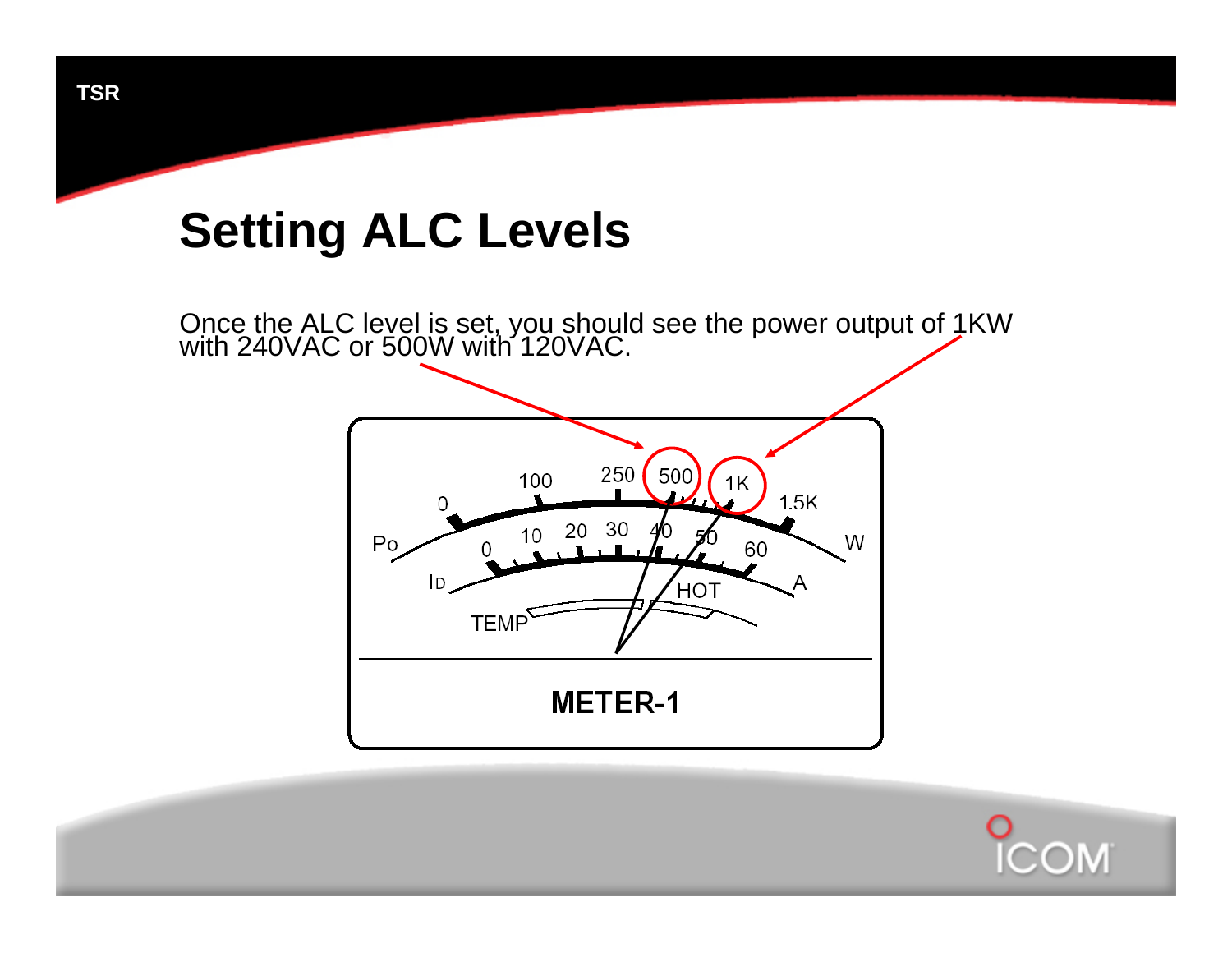# Setting ALC Levels

Once the ALC level is set, you should see the power output of 1KW with 240VAC or 500W with 120VAC.

METER-1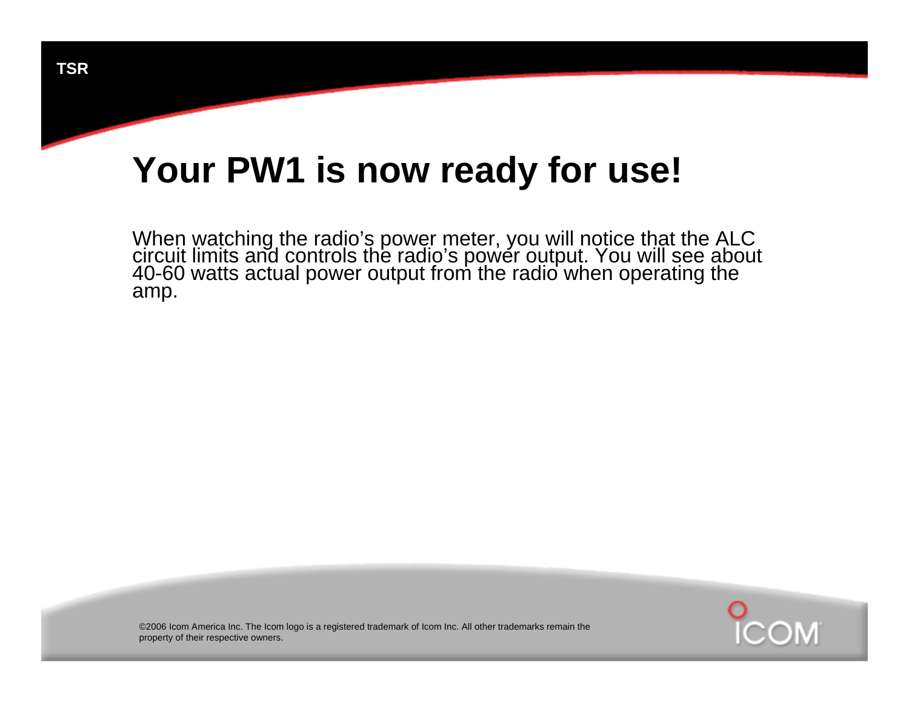# Your PW1 is now ready for use!

When watching the radio's power meter, you will notice that the ALC circuit limits and controls the radio's power output. You will see about 40-60 watts actual power output from the radio when operating the amp.

©2006 Icom America Inc. The Icom logo is a registered trademark of Icom Inc. All other trademarks remain the property of their respective owners.